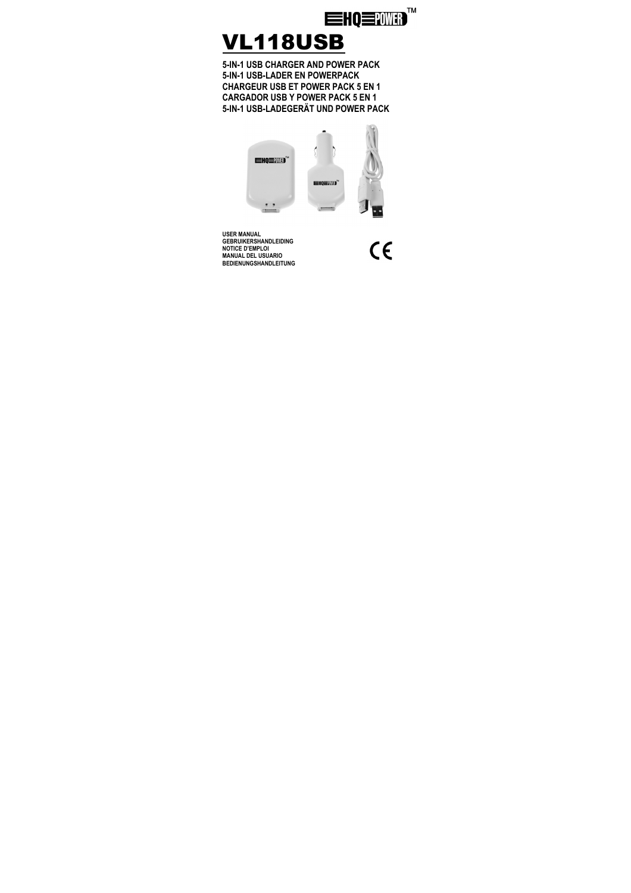HQ POWER™

# VL118USB

**5-IN-1 USB CHARGER AND POWER PACK**
**5-IN-1 USB-LADER EN POWERPACK**
**CHARGEUR USB ET POWER PACK 5 EN 1**
**CARGADOR USB Y POWER PACK 5 EN 1**
**5-IN-1 USB-LADEGERÄT UND POWER PACK**

**USER MANUAL**
**GEBRUIKERSHANDLEIDING**
**NOTICE D'EMPLOI**
**MANUAL DEL USUARIO**
**BEDIENUNGSHANDLEITUNG**

CE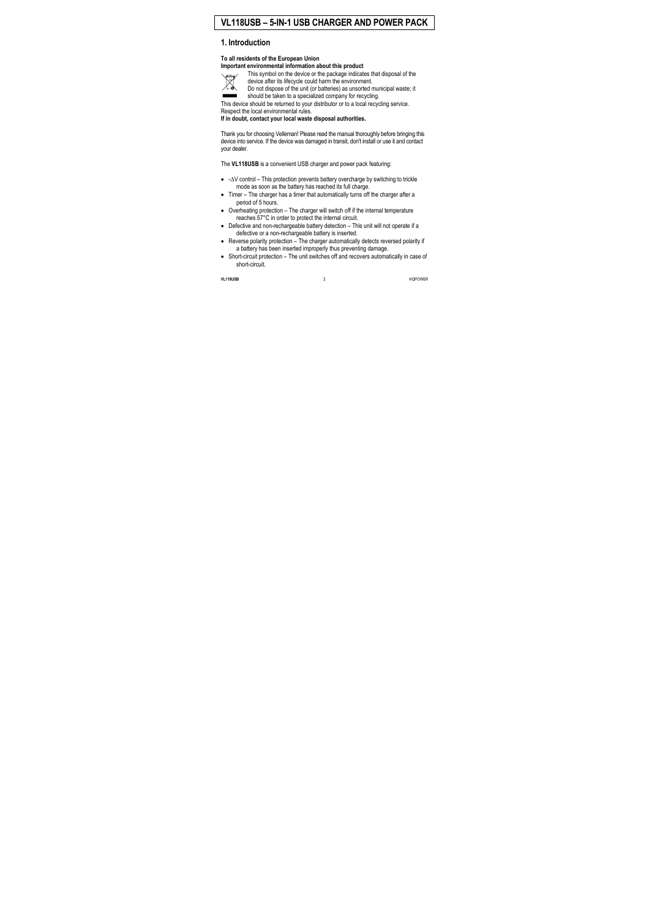# VL118USB – 5-IN-1 USB CHARGER AND POWER PACK

## 1. Introduction

**To all residents of the European Union**
**Important environmental information about this product**

This symbol on the device or the package indicates that disposal of the device after its lifecycle could harm the environment.
Do not dispose of the unit (or batteries) as unsorted municipal waste; it should be taken to a specialized company for recycling.
This device should be returned to your distributor or to a local recycling service. Respect the local environmental rules.
**If in doubt, contact your local waste disposal authorities.**

Thank you for choosing Velleman! Please read the manual thoroughly before bringing this device into service. If the device was damaged in transit, don't install or use it and contact your dealer.

The **VL118USB** is a convenient USB charger and power pack featuring:

- -ΔV control – This protection prevents battery overcharge by switching to trickle mode as soon as the battery has reached its full charge.
- Timer – The charger has a timer that automatically turns off the charger after a period of 5 hours.
- Overheating protection – The charger will switch off if the internal temperature reaches 57°C in order to protect the internal circuit.
- Defective and non-rechargeable battery detection – This unit will not operate if a defective or a non-rechargeable battery is inserted.
- Reverse polarity protection – The charger automatically detects reversed polarity if a battery has been inserted improperly thus preventing damage.
- Short-circuit protection – The unit switches off and recovers automatically in case of short-circuit.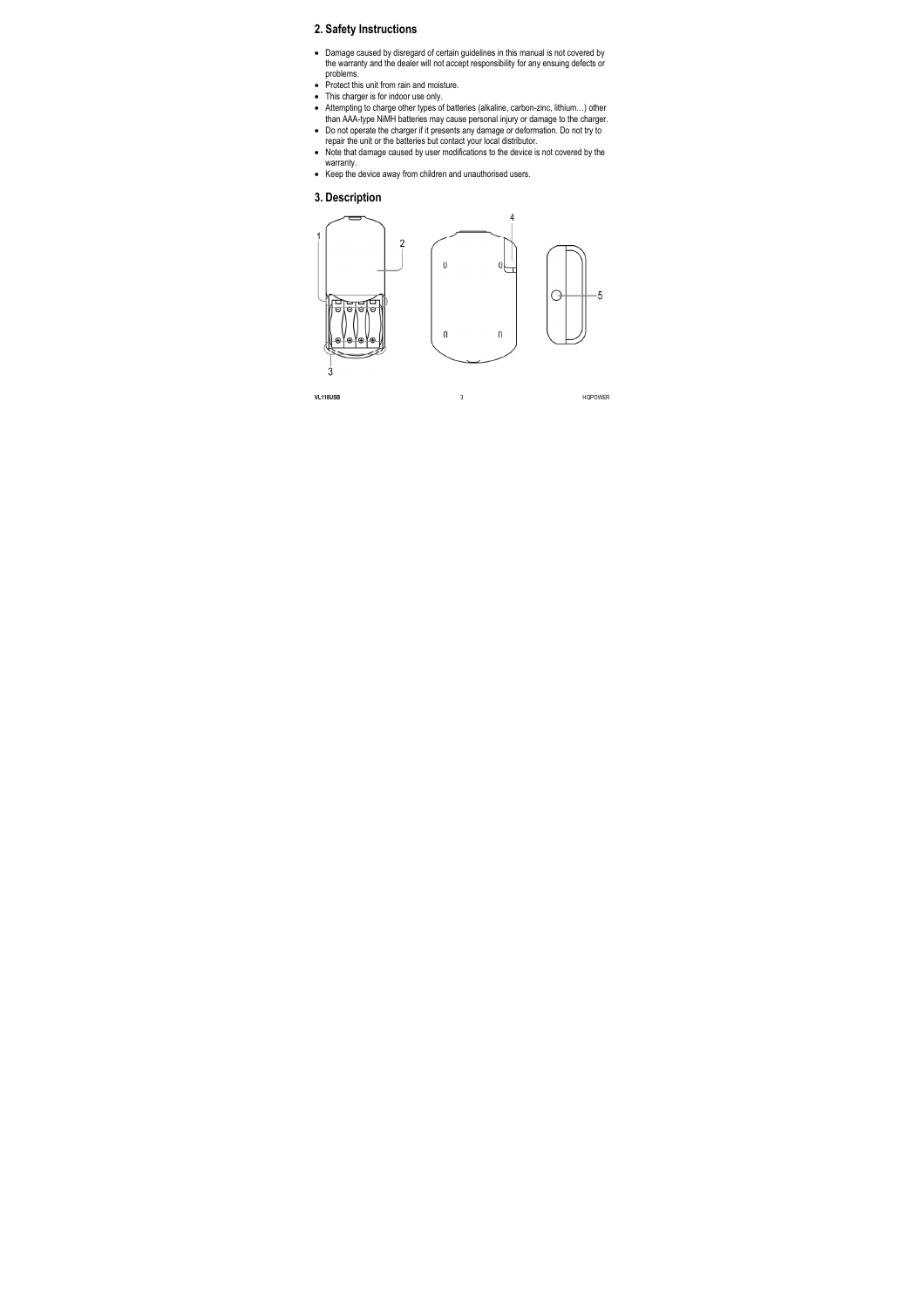## 2. Safety Instructions

- Damage caused by disregard of certain guidelines in this manual is not covered by the warranty and the dealer will not accept responsibility for any ensuing defects or problems.
- Protect this unit from rain and moisture.
- This charger is for indoor use only.
- Attempting to charge other types of batteries (alkaline, carbon-zinc, lithium…) other than AAA-type NiMH batteries may cause personal injury or damage to the charger.
- Do not operate the charger if it presents any damage or deformation. Do not try to repair the unit or the batteries but contact your local distributor.
- Note that damage caused by user modifications to the device is not covered by the warranty.
- Keep the device away from children and unauthorised users.

## 3. Description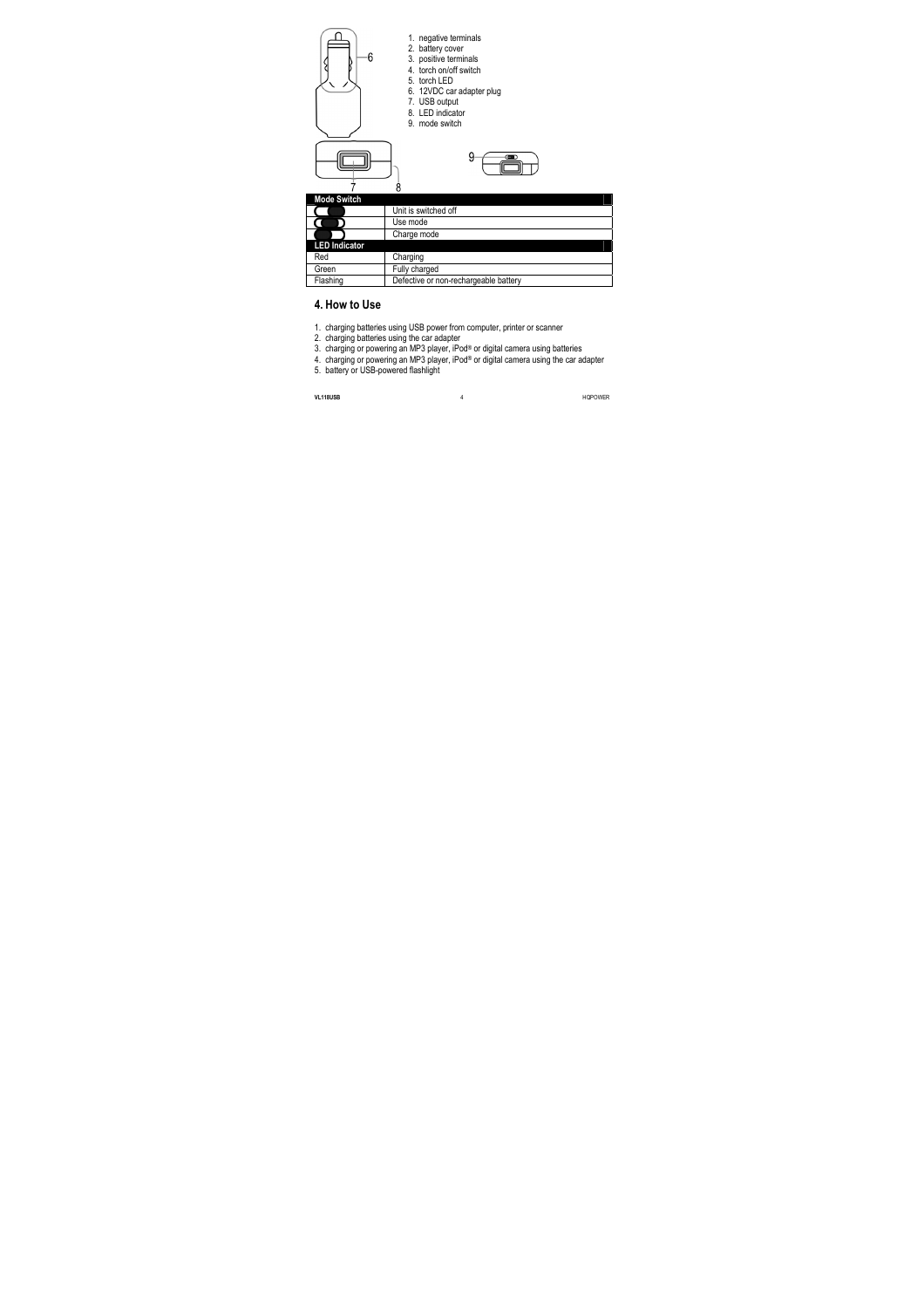1. negative terminals
2. battery cover
3. positive terminals
4. torch on/off switch
5. torch LED
6. 12VDC car adapter plug
7. USB output
8. LED indicator
9. mode switch

| Mode Switch | |
|---|---|
| | Unit is switched off |
| | Use mode |
| | Charge mode |
| **LED Indicator** | |
| Red | Charging |
| Green | Fully charged |
| Flashing | Defective or non-rechargeable battery |

## 4. How to Use

1. charging batteries using USB power from computer, printer or scanner
2. charging batteries using the car adapter
3. charging or powering an MP3 player, iPod® or digital camera using batteries
4. charging or powering an MP3 player, iPod® or digital camera using the car adapter
5. battery or USB-powered flashlight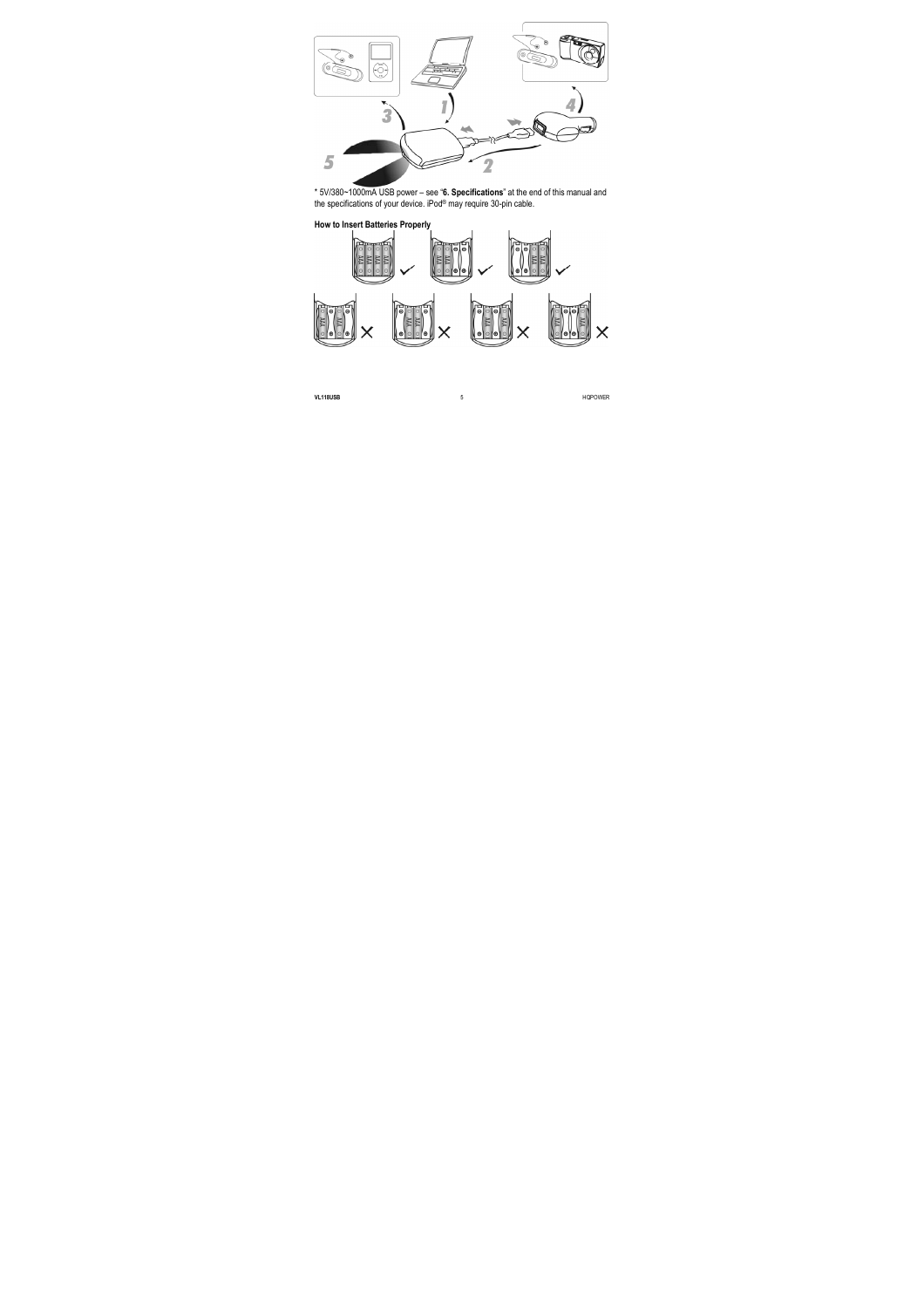* 5V/380~1000mA USB power – see "**6. Specifications**" at the end of this manual and the specifications of your device. iPod® may require 30-pin cable.

**How to Insert Batteries Properly**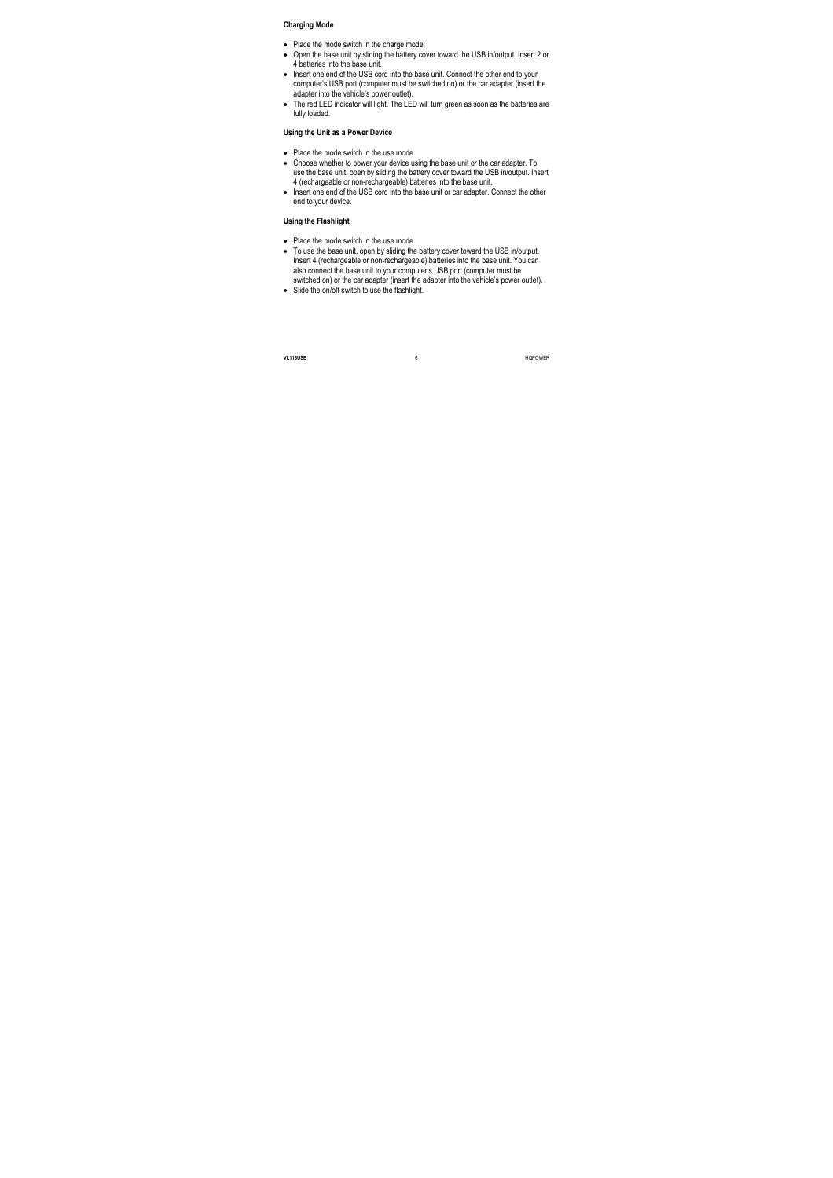### Charging Mode

- Place the mode switch in the charge mode.
- Open the base unit by sliding the battery cover toward the USB in/output. Insert 2 or 4 batteries into the base unit.
- Insert one end of the USB cord into the base unit. Connect the other end to your computer's USB port (computer must be switched on) or the car adapter (insert the adapter into the vehicle's power outlet).
- The red LED indicator will light. The LED will turn green as soon as the batteries are fully loaded.

### Using the Unit as a Power Device

- Place the mode switch in the use mode.
- Choose whether to power your device using the base unit or the car adapter. To use the base unit, open by sliding the battery cover toward the USB in/output. Insert 4 (rechargeable or non-rechargeable) batteries into the base unit.
- Insert one end of the USB cord into the base unit or car adapter. Connect the other end to your device.

### Using the Flashlight

- Place the mode switch in the use mode.
- To use the base unit, open by sliding the battery cover toward the USB in/output. Insert 4 (rechargeable or non-rechargeable) batteries into the base unit. You can also connect the base unit to your computer's USB port (computer must be switched on) or the car adapter (insert the adapter into the vehicle's power outlet).
- Slide the on/off switch to use the flashlight.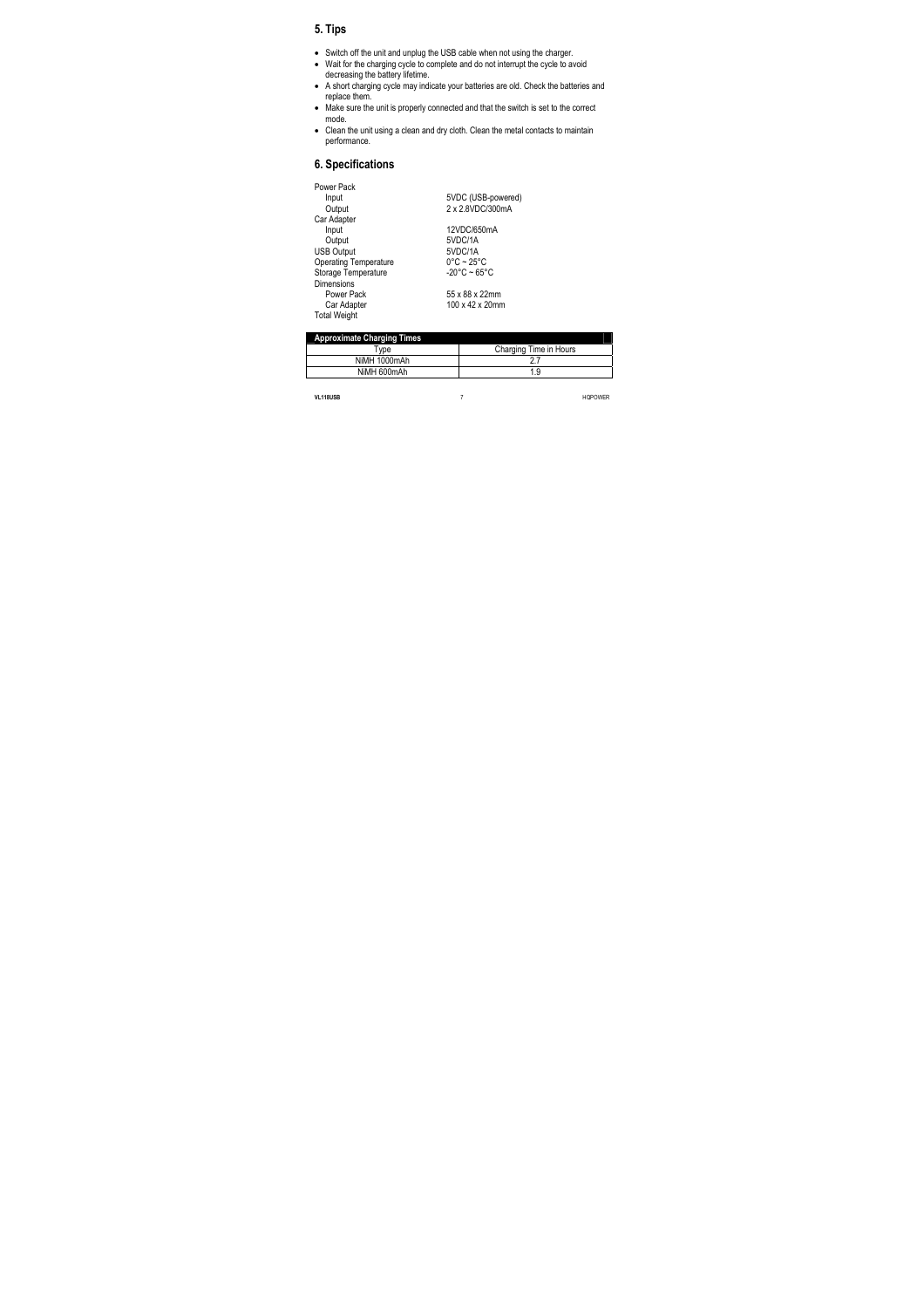## 5. Tips

- Switch off the unit and unplug the USB cable when not using the charger.
- Wait for the charging cycle to complete and do not interrupt the cycle to avoid decreasing the battery lifetime.
- A short charging cycle may indicate your batteries are old. Check the batteries and replace them.
- Make sure the unit is properly connected and that the switch is set to the correct mode.
- Clean the unit using a clean and dry cloth. Clean the metal contacts to maintain performance.

## 6. Specifications

| | |
|---|---|
| Power Pack | |
| Input | 5VDC (USB-powered) |
| Output | 2 x 2.8VDC/300mA |
| Car Adapter | |
| Input | 12VDC/650mA |
| Output | 5VDC/1A |
| USB Output | 5VDC/1A |
| Operating Temperature | 0°C ~ 25°C |
| Storage Temperature | -20°C ~ 65°C |
| Dimensions | |
| Power Pack | 55 x 88 x 22mm |
| Car Adapter | 100 x 42 x 20mm |
| Total Weight | |

| **Approximate Charging Times** | |
|---|---|
| Type | Charging Time in Hours |
| NiMH 1000mAh | 2.7 |
| NiMH 600mAh | 1.9 |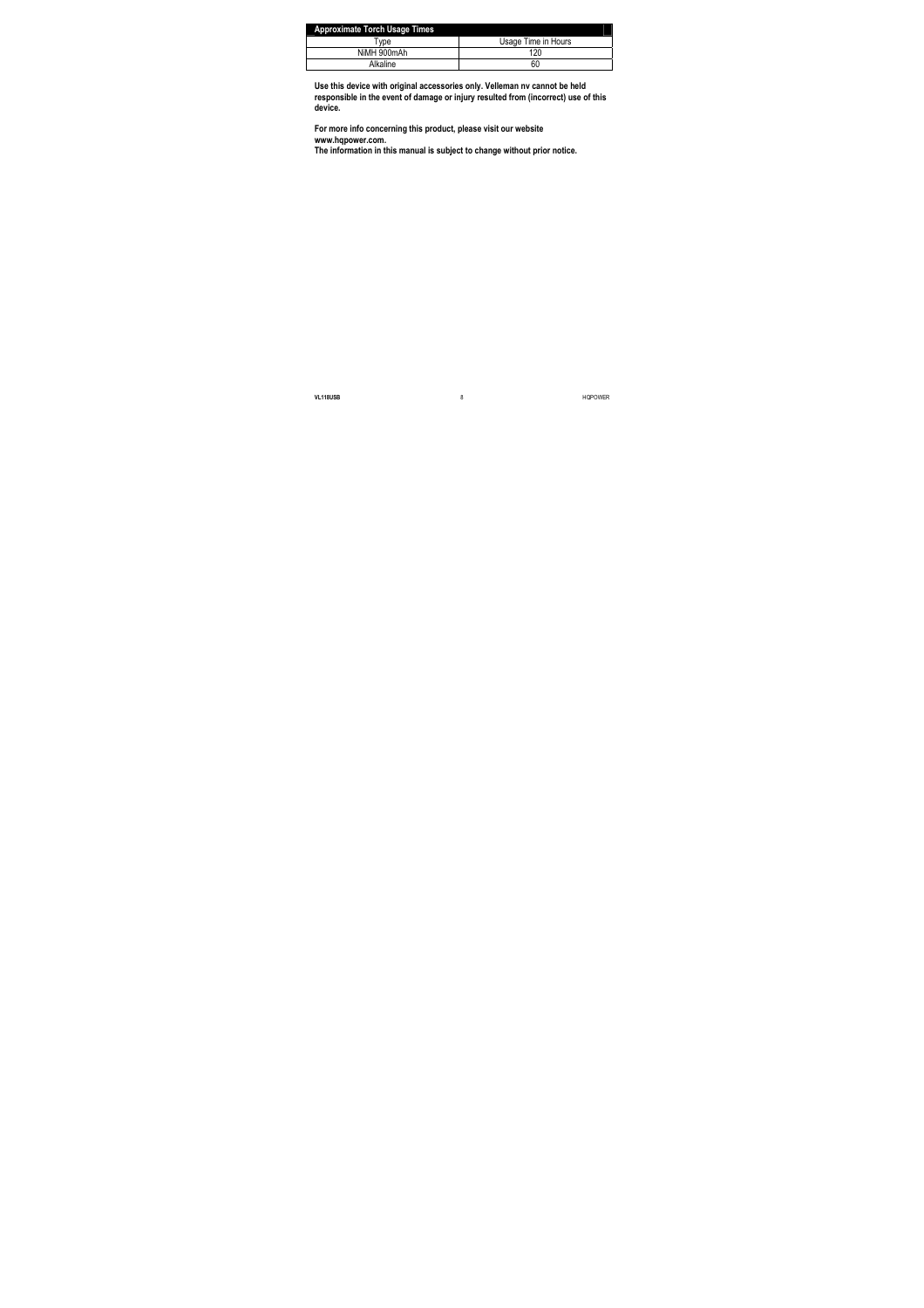| Approximate Torch Usage Times | |
|---|---|
| Type | Usage Time in Hours |
| NiMH 900mAh | 120 |
| Alkaline | 60 |

**Use this device with original accessories only. Velleman nv cannot be held responsible in the event of damage or injury resulted from (incorrect) use of this device.**

**For more info concerning this product, please visit our website www.hqpower.com.**
**The information in this manual is subject to change without prior notice.**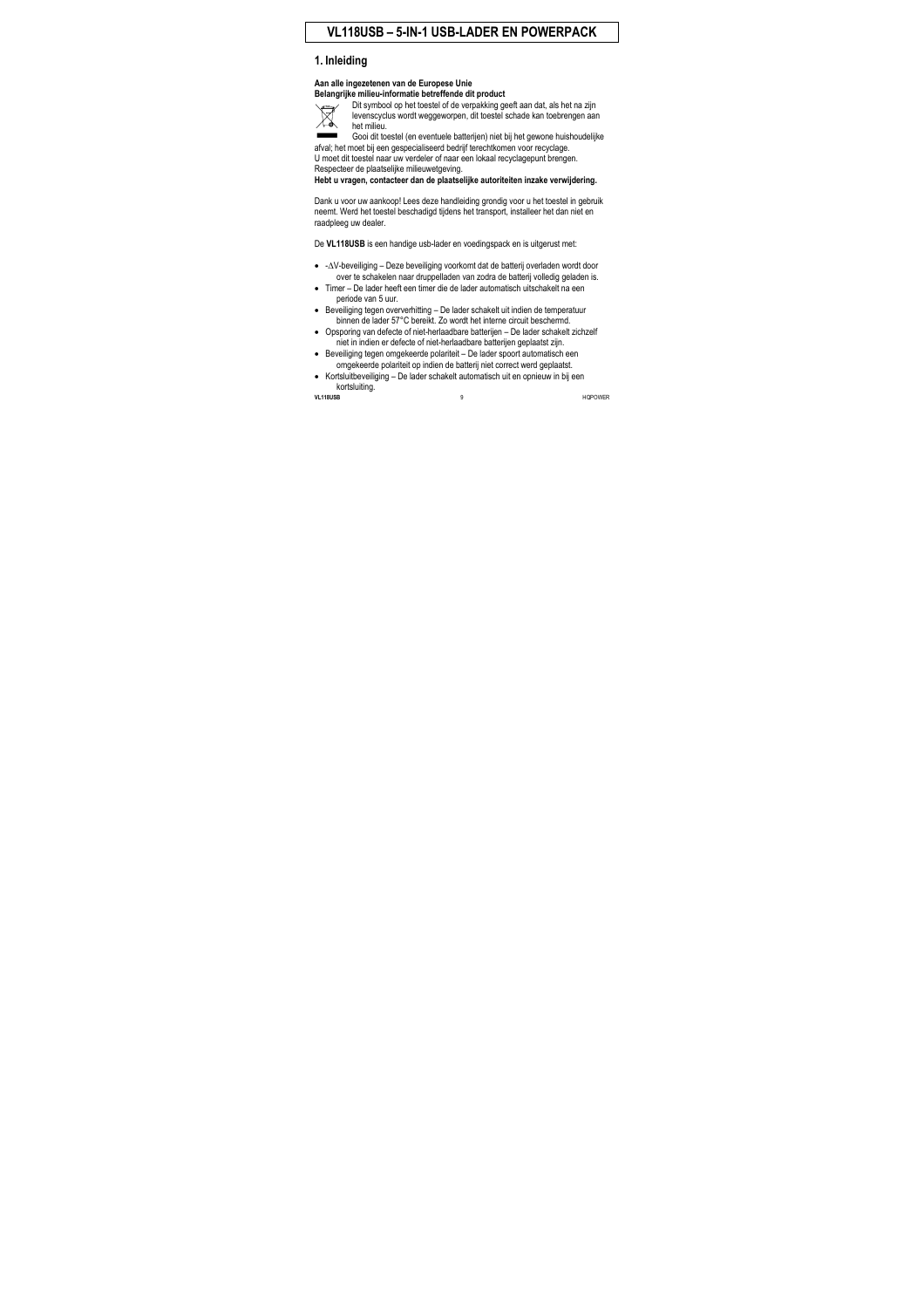# VL118USB – 5-IN-1 USB-LADER EN POWERPACK

## 1. Inleiding

**Aan alle ingezetenen van de Europese Unie**
**Belangrijke milieu-informatie betreffende dit product**

Dit symbool op het toestel of de verpakking geeft aan dat, als het na zijn levenscyclus wordt weggeworpen, dit toestel schade kan toebrengen aan het milieu.
Gooi dit toestel (en eventuele batterijen) niet bij het gewone huishoudelijke afval; het moet bij een gespecialiseerd bedrijf terechtkomen voor recyclage.
U moet dit toestel naar uw verdeler of naar een lokaal recyclagepunt brengen.
Respecteer de plaatselijke milieuwetgeving.
**Hebt u vragen, contacteer dan de plaatselijke autoriteiten inzake verwijdering.**

Dank u voor uw aankoop! Lees deze handleiding grondig voor u het toestel in gebruik neemt. Werd het toestel beschadigd tijdens het transport, installeer het dan niet en raadpleeg uw dealer.

De **VL118USB** is een handige usb-lader en voedingspack en is uitgerust met:

- -ΔV-beveiliging – Deze beveiliging voorkomt dat de batterij overladen wordt door over te schakelen naar druppelladen van zodra de batterij volledig geladen is.
- Timer – De lader heeft een timer die de lader automatisch uitschakelt na een periode van 5 uur.
- Beveiliging tegen oververhitting – De lader schakelt uit indien de temperatuur binnen de lader 57°C bereikt. Zo wordt het interne circuit beschermd.
- Opsporing van defecte of niet-herlaadbare batterijen – De lader schakelt zichzelf niet in indien er defecte of niet-herlaadbare batterijen geplaatst zijn.
- Beveiliging tegen omgekeerde polariteit – De lader spoort automatisch een omgekeerde polariteit op indien de batterij niet correct werd geplaatst.
- Kortsluitbeveiliging – De lader schakelt automatisch uit en opnieuw in bij een kortsluiting.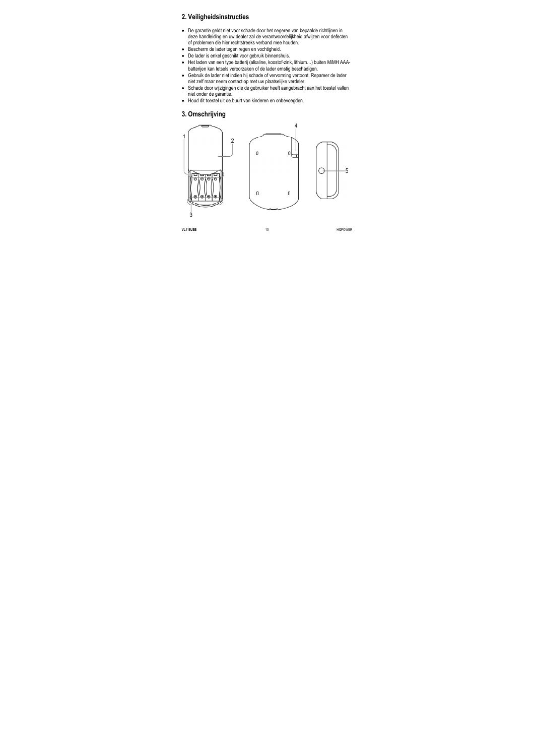## 2. Veiligheidsinstructies

- De garantie geldt niet voor schade door het negeren van bepaalde richtlijnen in deze handleiding en uw dealer zal de verantwoordelijkheid afwijzen voor defecten of problemen die hier rechtstreeks verband mee houden.
- Bescherm de lader tegen regen en vochtigheid.
- De lader is enkel geschikt voor gebruik binnenshuis.
- Het laden van een type batterij (alkaline, koostof-zink, lithium…) buiten MiMH AAA-batterijen kan letsels veroorzaken of de lader ernstig beschadigen.
- Gebruik de lader niet indien hij schade of vervorming vertoont. Repareer de lader niet zelf maar neem contact op met uw plaatselijke verdeler.
- Schade door wijzigingen die de gebruiker heeft aangebracht aan het toestel vallen niet onder de garantie.
- Houd dit toestel uit de buurt van kinderen en onbevoegden.

## 3. Omschrijving

1 2 3 4 5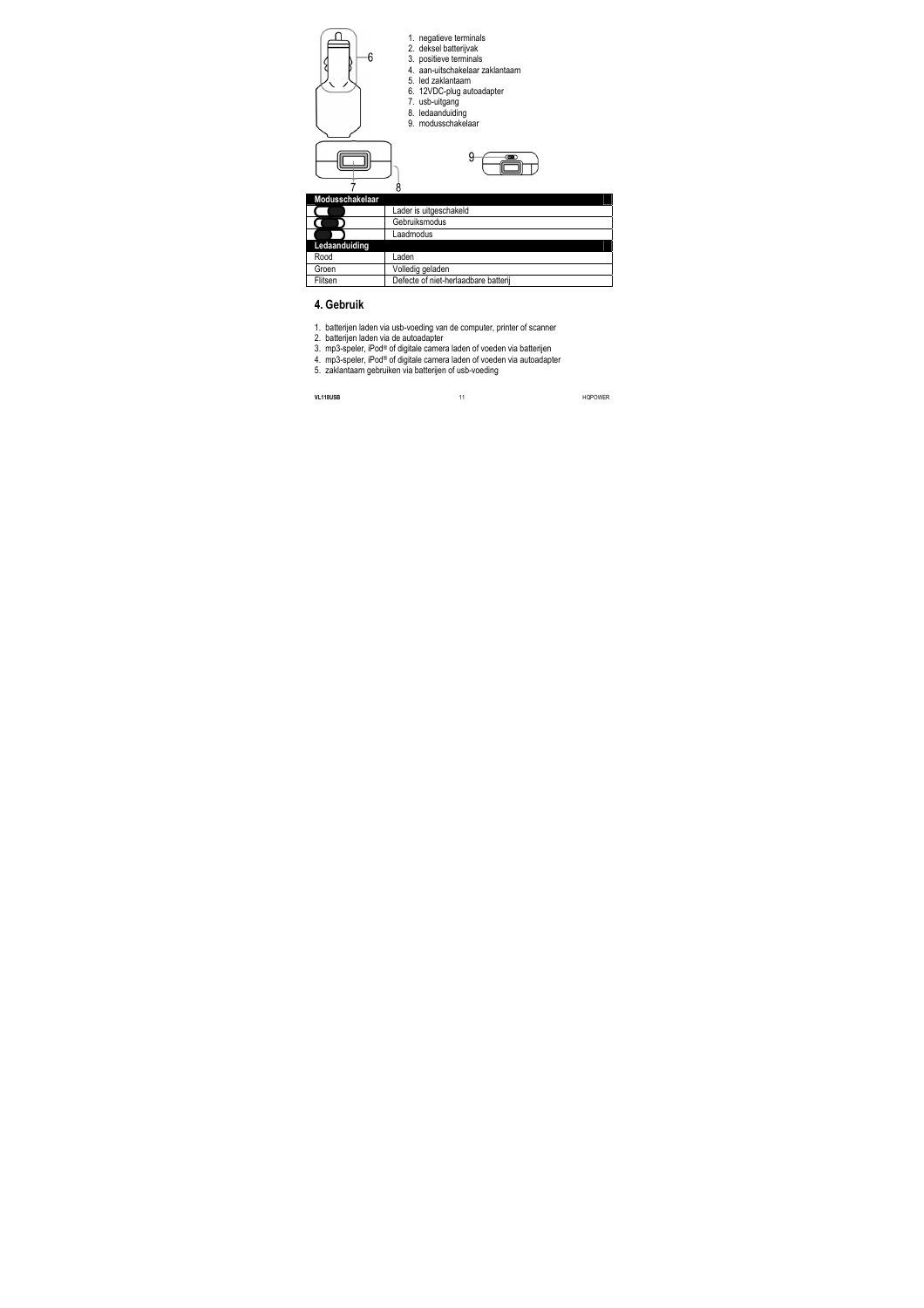1. negatieve terminals
2. deksel batterijvak
3. positieve terminals
4. aan-uitschakelaar zaklantaarn
5. led zaklantaarn
6. 12VDC-plug autoadapter
7. usb-uitgang
8. ledaanduiding
9. modusschakelaar

| Modusschakelaar | |
|---|---|
| | Lader is uitgeschakeld |
| | Gebruiksmodus |
| | Laadmodus |
| **Ledaanduiding** | |
| Rood | Laden |
| Groen | Volledig geladen |
| Flitsen | Defecte of niet-herlaadbare batterij |

## 4. Gebruik

1. batterijen laden via usb-voeding van de computer, printer of scanner
2. batterijen laden via de autoadapter
3. mp3-speler, iPod® of digitale camera laden of voeden via batterijen
4. mp3-speler, iPod® of digitale camera laden of voeden via autoadapter
5. zaklantaarn gebruiken via batterijen of usb-voeding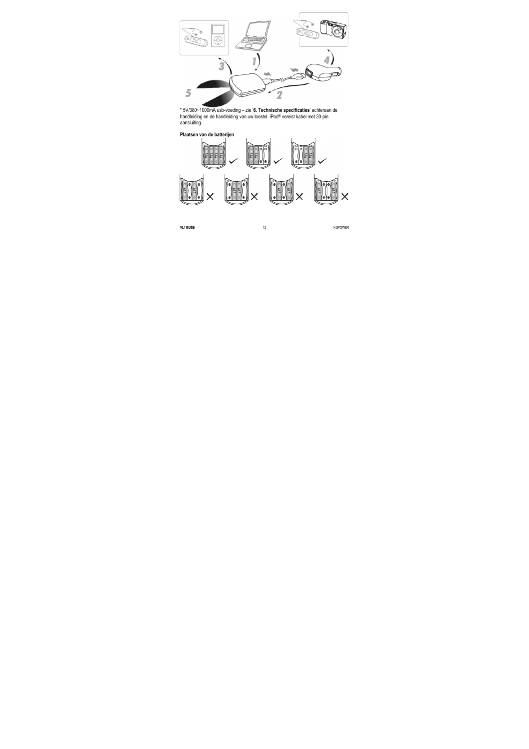* 5V/380~1000mA usb-voeding – zie '**6. Technische specificaties**' achteraan de handleiding en de handleiding van uw toestel. iPod® vereist kabel met 30-pin aansluiting.

**Plaatsen van de batterijen**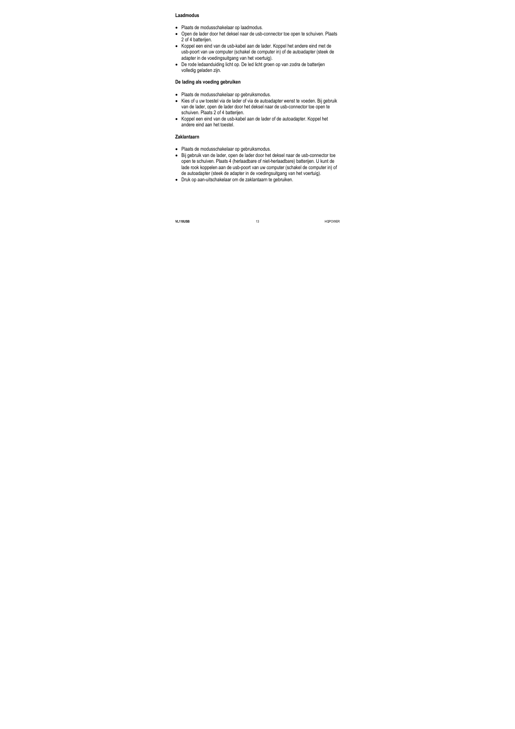**Laadmodus**

- Plaats de modusschakelaar op laadmodus.
- Open de lader door het deksel naar de usb-connector toe open te schuiven. Plaats 2 of 4 batterijen.
- Koppel een eind van de usb-kabel aan de lader. Koppel het andere eind met de usb-poort van uw computer (schakel de computer in) of de autoadapter (steek de adapter in de voedingsuitgang van het voertuig).
- De rode ledaanduiding licht op. De led licht groen op van zodra de batterijen volledig geladen zijn.

**De lading als voeding gebruiken**

- Plaats de modusschakelaar op gebruiksmodus.
- Kies of u uw toestel via de lader of via de autoadapter wenst te voeden. Bij gebruik van de lader, open de lader door het deksel naar de usb-connector toe open te schuiven. Plaats 2 of 4 batterijen.
- Koppel een eind van de usb-kabel aan de lader of de autoadapter. Koppel het andere eind aan het toestel.

**Zaklantaarn**

- Plaats de modusschakelaar op gebruiksmodus.
- Bij gebruik van de lader, open de lader door het deksel naar de usb-connector toe open te schuiven. Plaats 4 (herlaadbare of niet-herlaadbare) batterijen. U kunt de lade rook koppelen aan de usb-poort van uw computer (schakel de computer in) of de autoadapter (steek de adapter in de voedingsuitgang van het voertuig).
- Druk op aan-uitschakelaar om de zaklantaarn te gebruiken.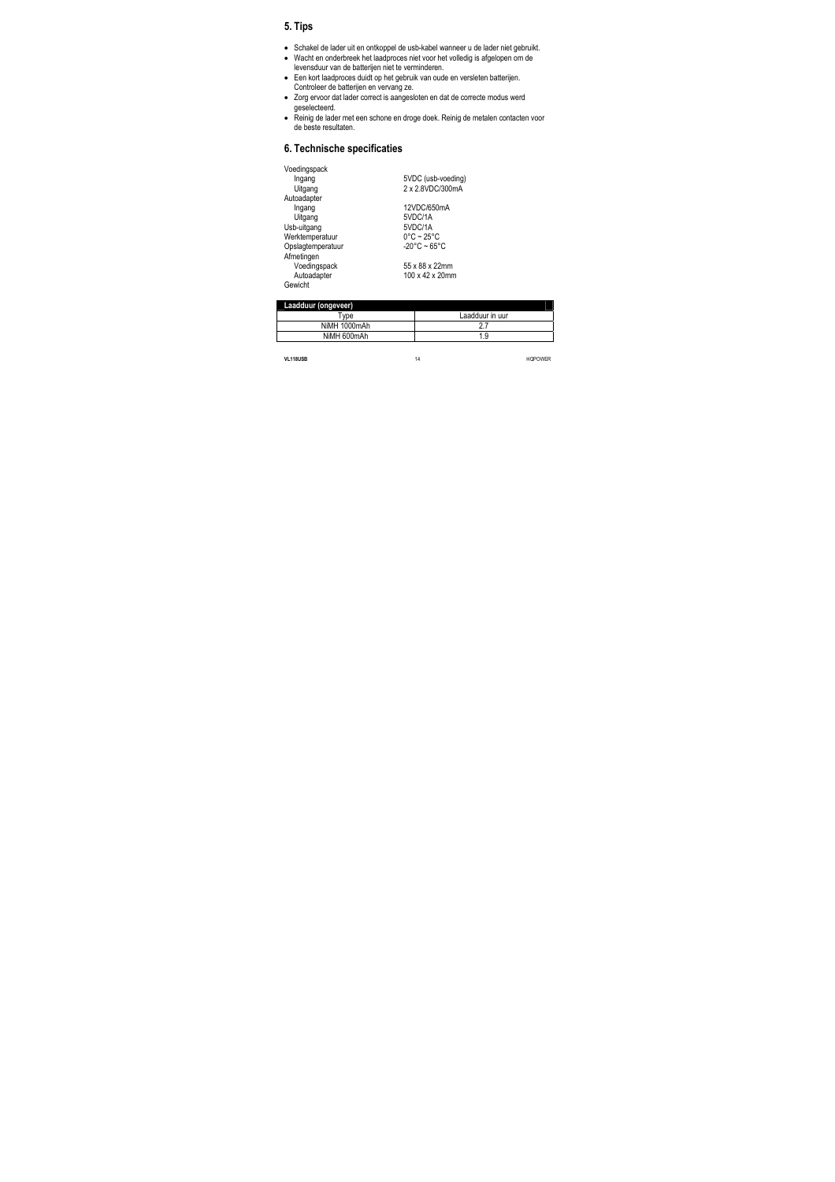## 5. Tips

- Schakel de lader uit en ontkoppel de usb-kabel wanneer u de lader niet gebruikt.
- Wacht en onderbreek het laadproces niet voor het volledig is afgelopen om de levensduur van de batterijen niet te verminderen.
- Een kort laadproces duidt op het gebruik van oude en versleten batterijen. Controleer de batterijen en vervang ze.
- Zorg ervoor dat lader correct is aangesloten en dat de correcte modus werd geselecteerd.
- Reinig de lader met een schone en droge doek. Reinig de metalen contacten voor de beste resultaten.

## 6. Technische specificaties

| | |
|---|---|
| Voedingspack | |
| Ingang | 5VDC (usb-voeding) |
| Uitgang | 2 x 2.8VDC/300mA |
| Autoadapter | |
| Ingang | 12VDC/650mA |
| Uitgang | 5VDC/1A |
| Usb-uitgang | 5VDC/1A |
| Werktemperatuur | 0°C ~ 25°C |
| Opslagtemperatuur | -20°C ~ 65°C |
| Afmetingen | |
| Voedingspack | 55 x 88 x 22mm |
| Autoadapter | 100 x 42 x 20mm |
| Gewicht | |

| Laadduur (ongeveer) | |
|---|---|
| Type | Laadduur in uur |
| NiMH 1000mAh | 2.7 |
| NiMH 600mAh | 1.9 |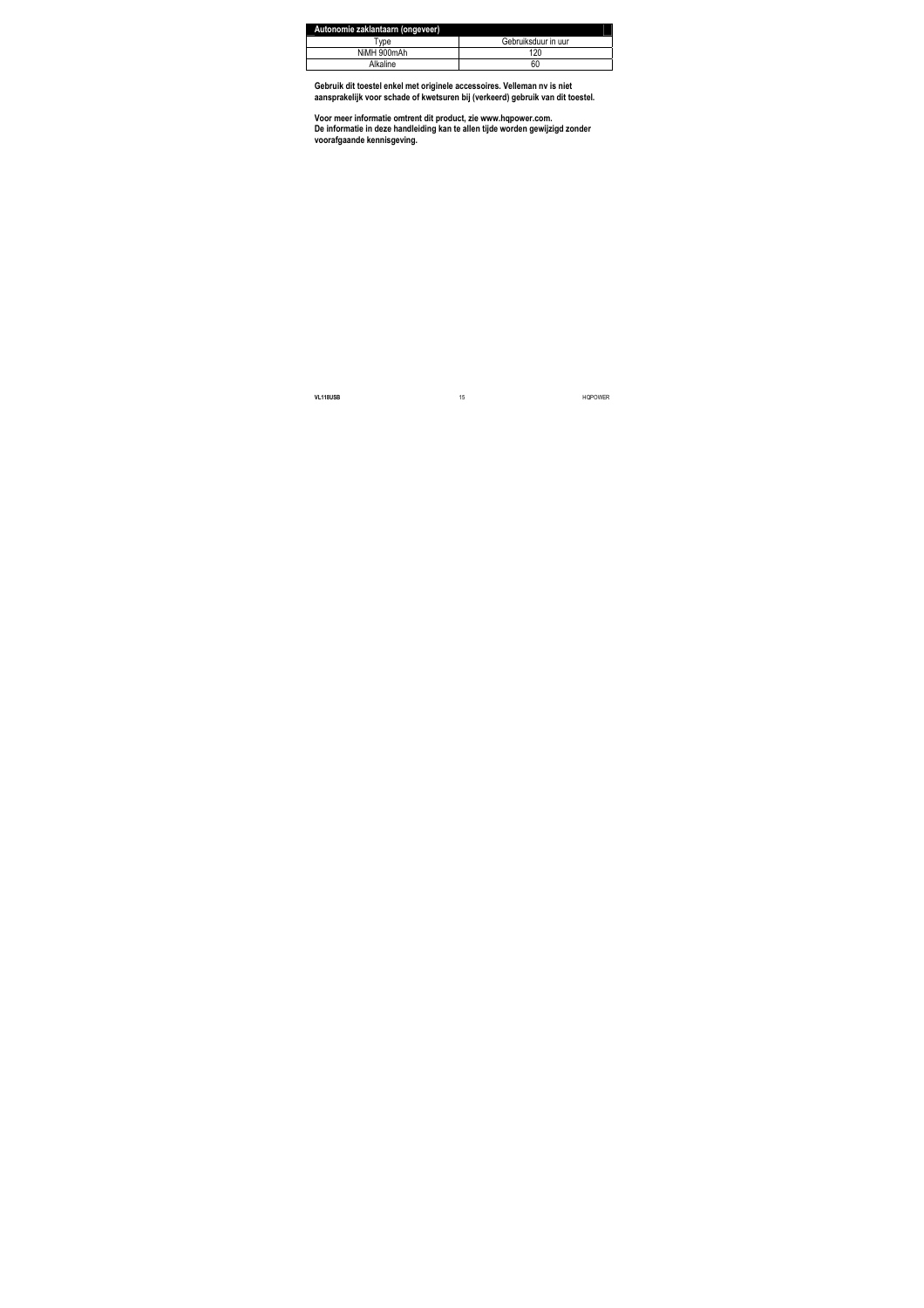| Autonomie zaklantaarn (ongeveer) | |
|---|---|
| Type | Gebruiksduur in uur |
| NiMH 900mAh | 120 |
| Alkaline | 60 |

**Gebruik dit toestel enkel met originele accessoires. Velleman nv is niet aansprakelijk voor schade of kwetsuren bij (verkeerd) gebruik van dit toestel.**

**Voor meer informatie omtrent dit product, zie www.hqpower.com.**
**De informatie in deze handleiding kan te allen tijde worden gewijzigd zonder voorafgaande kennisgeving.**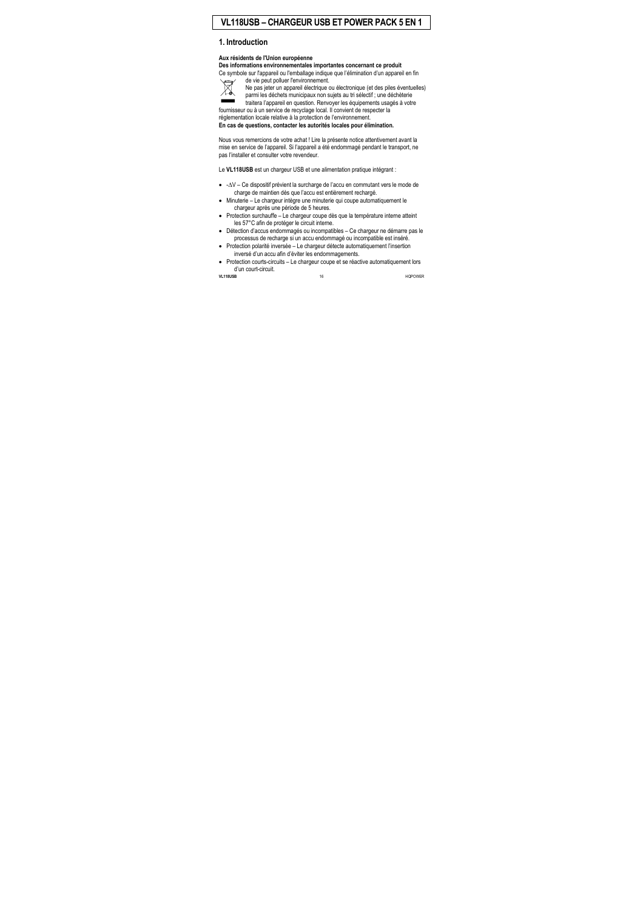# VL118USB – CHARGEUR USB ET POWER PACK 5 EN 1

## 1. Introduction

**Aux résidents de l'Union européenne**

**Des informations environnementales importantes concernant ce produit**

Ce symbole sur l'appareil ou l'emballage indique que l'élimination d'un appareil en fin de vie peut polluer l'environnement.

Ne pas jeter un appareil électrique ou électronique (et des piles éventuelles) parmi les déchets municipaux non sujets au tri sélectif ; une déchèterie traitera l'appareil en question. Renvoyer les équipements usagés à votre fournisseur ou à un service de recyclage local. Il convient de respecter la réglementation locale relative à la protection de l'environnement.

**En cas de questions, contacter les autorités locales pour élimination.**

Nous vous remercions de votre achat ! Lire la présente notice attentivement avant la mise en service de l'appareil. Si l'appareil a été endommagé pendant le transport, ne pas l'installer et consulter votre revendeur.

Le **VL118USB** est un chargeur USB et une alimentation pratique intégrant :

- $-\Delta V$ – Ce dispositif prévient la surcharge de l'accu en commutant vers le mode de charge de maintien dès que l'accu est entièrement rechargé.
- Minuterie – Le chargeur intègre une minuterie qui coupe automatiquement le chargeur après une période de 5 heures.
- Protection surchauffe – Le chargeur coupe dès que la température interne atteint les 57°C afin de protéger le circuit interne.
- Détection d'accus endommagés ou incompatibles – Ce chargeur ne démarre pas le processus de recharge si un accu endommagé ou incompatible est inséré.
- Protection polarité inversée – Le chargeur détecte automatiquement l'insertion inversé d'un accu afin d'éviter les endommagements.
- Protection courts-circuits – Le chargeur coupe et se réactive automatiquement lors d'un court-circuit.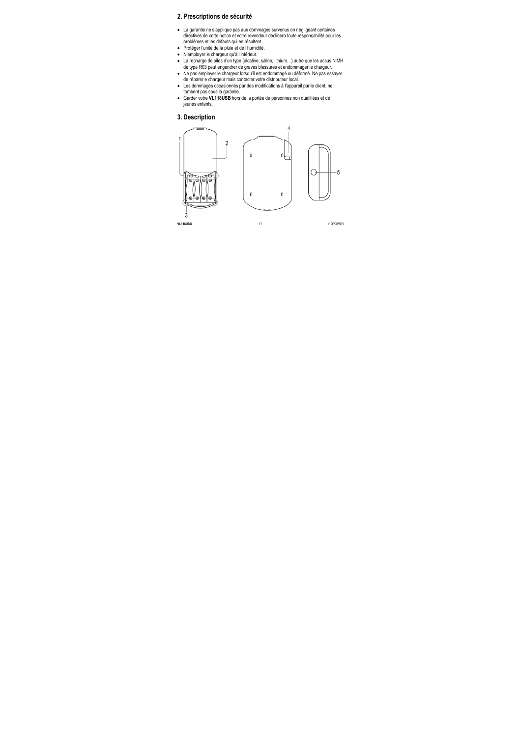## 2. Prescriptions de sécurité

- La garantie ne s'applique pas aux dommages survenus en négligeant certaines directives de cette notice et votre revendeur déclinera toute responsabilité pour les problèmes et les défauts qui en résultent.
- Protéger l'unité de la pluie et de l'humidité.
- N'employer le chargeur qu'à l'intérieur.
- La recharge de piles d'un type (alcaline, saline, lithium…) autre que les accus NiMH de type R03 peut engendrer de graves blessures et endommager le chargeur.
- Ne pas employer le chargeur lorsqu'il est endommagé ou déformé. Ne pas essayer de réparer e chargeur mais contacter votre distributeur local.
- Les dommages occasionnés par des modifications à l'appareil par le client, ne tombent pas sous la garantie.
- Garder votre **VL118USB** hors de la portée de personnes non qualifiées et de jeunes enfants.

## 3. Description

1 2 3 4 5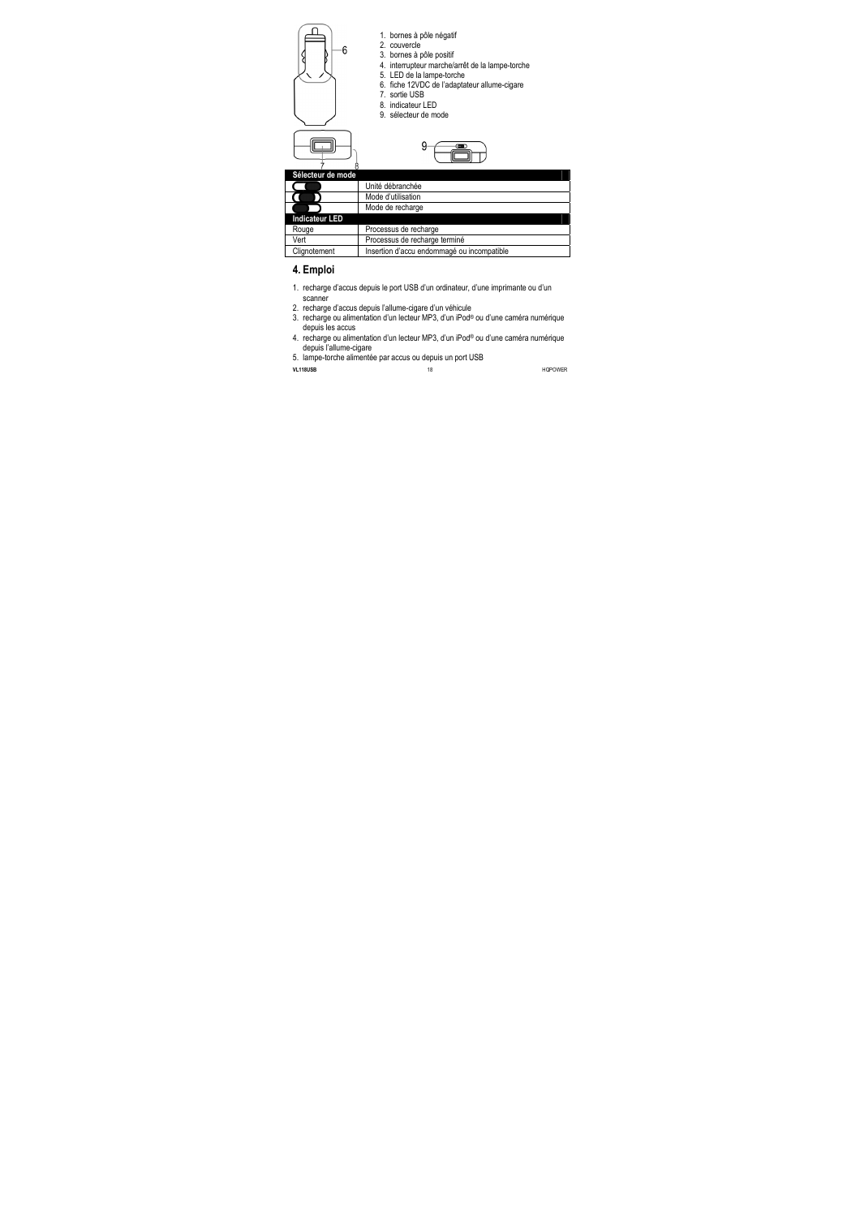1. bornes à pôle négatif
2. couvercle
3. bornes à pôle positif
4. interrupteur marche/arrêt de la lampe-torche
5. LED de la lampe-torche
6. fiche 12VDC de l'adaptateur allume-cigare
7. sortie USB
8. indicateur LED
9. sélecteur de mode

| Sélecteur de mode | |
|---|---|
| | Unité débranchée |
| | Mode d'utilisation |
| | Mode de recharge |
| **Indicateur LED** | |
| Rouge | Processus de recharge |
| Vert | Processus de recharge terminé |
| Clignotement | Insertion d'accu endommagé ou incompatible |

## 4. Emploi

1. recharge d'accus depuis le port USB d'un ordinateur, d'une imprimante ou d'un scanner
2. recharge d'accus depuis l'allume-cigare d'un véhicule
3. recharge ou alimentation d'un lecteur MP3, d'un iPod® ou d'une caméra numérique depuis les accus
4. recharge ou alimentation d'un lecteur MP3, d'un iPod® ou d'une caméra numérique depuis l'allume-cigare
5. lampe-torche alimentée par accus ou depuis un port USB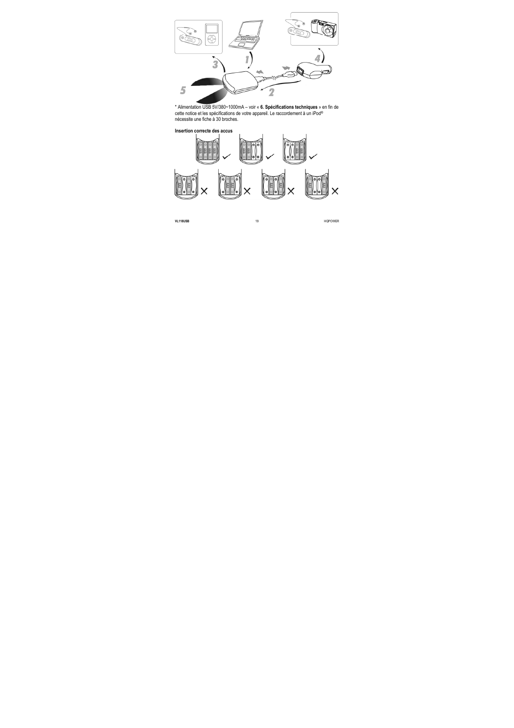* Alimentation USB 5V/380~1000mA – voir « **6. Spécifications techniques** » en fin de cette notice et les spécifications de votre appareil. Le raccordement à un iPod® nécessite une fiche à 30 broches.

**Insertion correcte des accus**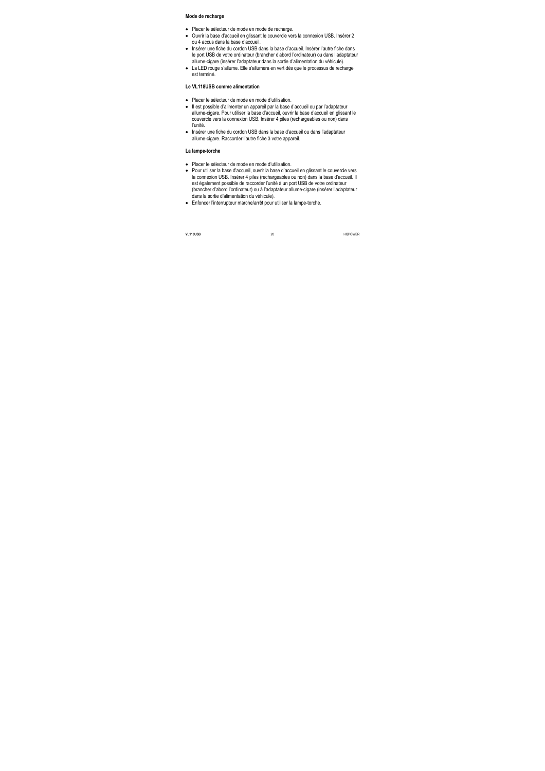### Mode de recharge

- Placer le sélecteur de mode en mode de recharge.
- Ouvrir la base d'accueil en glissant le couvercle vers la connexion USB. Insérer 2 ou 4 accus dans la base d'accueil.
- Insérer une fiche du cordon USB dans la base d'accueil. Insérer l'autre fiche dans le port USB de votre ordinateur (brancher d'abord l'ordinateur) ou dans l'adaptateur allume-cigare (insérer l'adaptateur dans la sortie d'alimentation du véhicule).
- La LED rouge s'allume. Elle s'allumera en vert dès que le processus de recharge est terminé.

### Le VL118USB comme alimentation

- Placer le sélecteur de mode en mode d'utilisation.
- Il est possible d'alimenter un appareil par la base d'accueil ou par l'adaptateur allume-cigare. Pour utiliser la base d'accueil, ouvrir la base d'accueil en glissant le couvercle vers la connexion USB. Insérer 4 piles (rechargeables ou non) dans l'unité.
- Insérer une fiche du cordon USB dans la base d'accueil ou dans l'adaptateur allume-cigare. Raccorder l'autre fiche à votre appareil.

### La lampe-torche

- Placer le sélecteur de mode en mode d'utilisation.
- Pour utiliser la base d'accueil, ouvrir la base d'accueil en glissant le couvercle vers la connexion USB. Insérer 4 piles (rechargeables ou non) dans la base d'accueil. Il est également possible de raccorder l'unité à un port USB de votre ordinateur (brancher d'abord l'ordinateur) ou à l'adaptateur allume-cigare (insérer l'adaptateur dans la sortie d'alimentation du véhicule).
- Enfoncer l'interrupteur marche/arrêt pour utiliser la lampe-torche.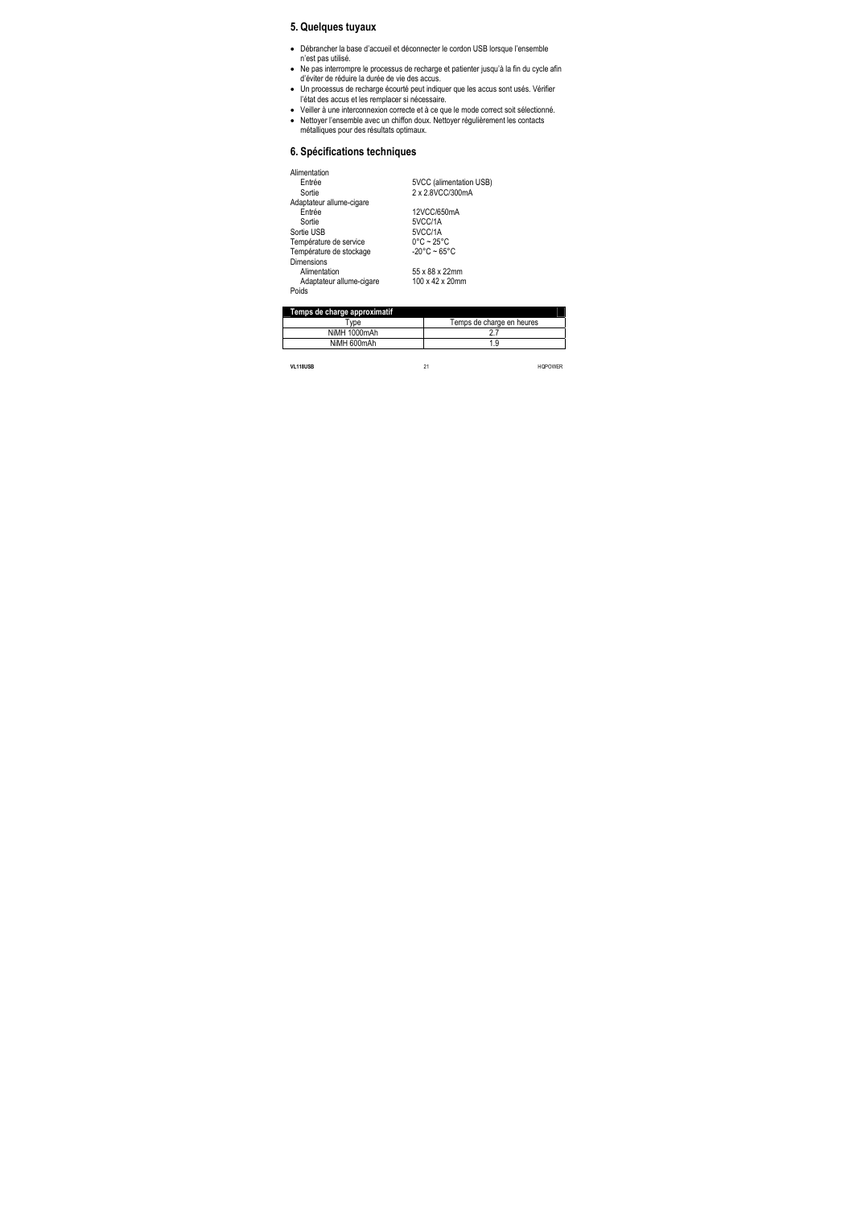## 5. Quelques tuyaux

- Débrancher la base d'accueil et déconnecter le cordon USB lorsque l'ensemble n'est pas utilisé.
- Ne pas interrompre le processus de recharge et patienter jusqu'à la fin du cycle afin d'éviter de réduire la durée de vie des accus.
- Un processus de recharge écourté peut indiquer que les accus sont usés. Vérifier l'état des accus et les remplacer si nécessaire.
- Veiller à une interconnexion correcte et à ce que le mode correct soit sélectionné.
- Nettoyer l'ensemble avec un chiffon doux. Nettoyer régulièrement les contacts métalliques pour des résultats optimaux.

## 6. Spécifications techniques

| | |
|---|---|
| Alimentation | |
| Entrée | 5VCC (alimentation USB) |
| Sortie | 2 x 2.8VCC/300mA |
| Adaptateur allume-cigare | |
| Entrée | 12VCC/650mA |
| Sortie | 5VCC/1A |
| Sortie USB | 5VCC/1A |
| Température de service | 0°C ~ 25°C |
| Température de stockage | -20°C ~ 65°C |
| Dimensions | |
| Alimentation | 55 x 88 x 22mm |
| Adaptateur allume-cigare | 100 x 42 x 20mm |
| Poids | |

| **Temps de charge approximatif** | |
|---|---|
| Type | Temps de charge en heures |
| NiMH 1000mAh | 2.7 |
| NiMH 600mAh | 1.9 |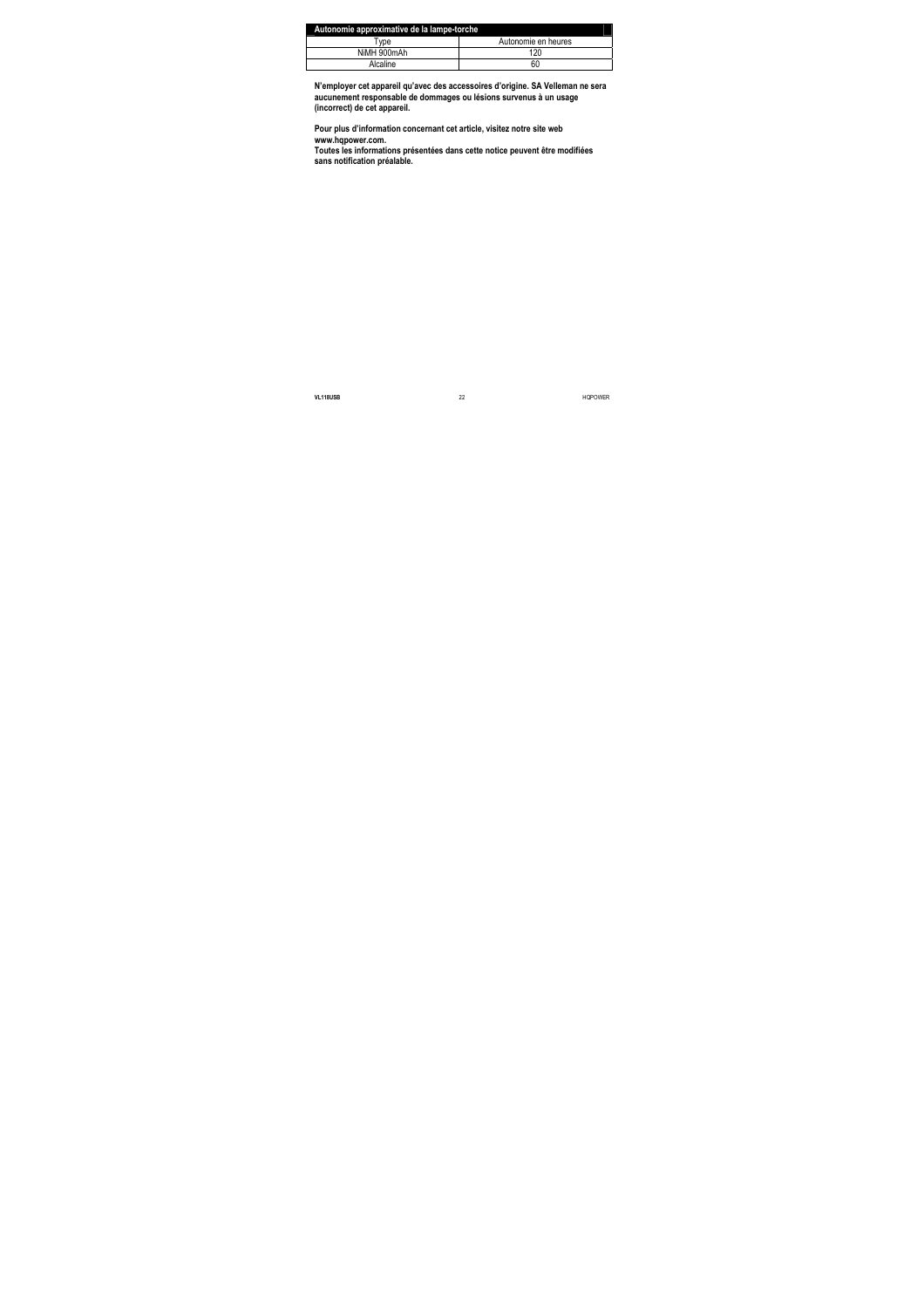| Autonomie approximative de la lampe-torche | |
|---|---|
| Type | Autonomie en heures |
| NiMH 900mAh | 120 |
| Alcaline | 60 |

**N'employer cet appareil qu'avec des accessoires d'origine. SA Velleman ne sera aucunement responsable de dommages ou lésions survenus à un usage (incorrect) de cet appareil.**

**Pour plus d'information concernant cet article, visitez notre site web www.hqpower.com.**
**Toutes les informations présentées dans cette notice peuvent être modifiées sans notification préalable.**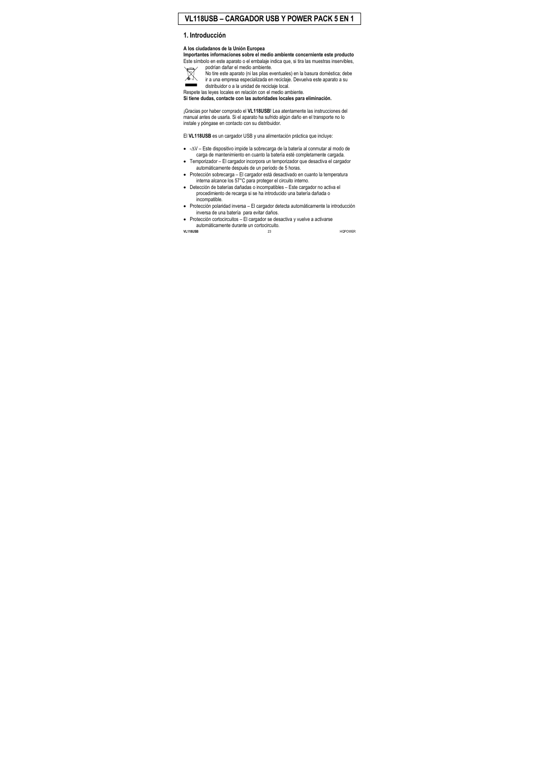# VL118USB – CARGADOR USB Y POWER PACK 5 EN 1

## 1. Introducción

**A los ciudadanos de la Unión Europea**

**Importantes informaciones sobre el medio ambiente concerniente este producto**

Este símbolo en este aparato o el embalaje indica que, si tira las muestras inservibles, podrían dañar el medio ambiente.

No tire este aparato (ni las pilas eventuales) en la basura doméstica; debe ir a una empresa especializada en reciclaje. Devuelva este aparato a su distribuidor o a la unidad de reciclaje local.

Respete las leyes locales en relación con el medio ambiente.

**Si tiene dudas, contacte con las autoridades locales para eliminación.**

¡Gracias por haber comprado el **VL118USB**! Lea atentamente las instrucciones del manual antes de usarla. Si el aparato ha sufrido algún daño en el transporte no lo instale y póngase en contacto con su distribuidor.

El **VL118USB** es un cargador USB y una alimentación práctica que incluye:

- $-\Delta V$ – Este dispositivo impide la sobrecarga de la batería al conmutar al modo de carga de mantenimiento en cuanto la batería esté completamente cargada.
- Temporizador – El cargador incorpora un temporizador que desactiva el cargador automáticamente después de un período de 5 horas.
- Protección sobrecarga – El cargador está desactivado en cuanto la temperatura interna alcance los 57°C para proteger el circuito interno.
- Detección de baterías dañadas o incompatibles – Este cargador no activa el procedimiento de recarga si se ha introducido una batería dañada o incompatible.
- Protección polaridad inversa – El cargador detecta automáticamente la introducción inversa de una batería para evitar daños.
- Protección cortocircuitos – El cargador se desactiva y vuelve a activarse automáticamente durante un cortocircuito.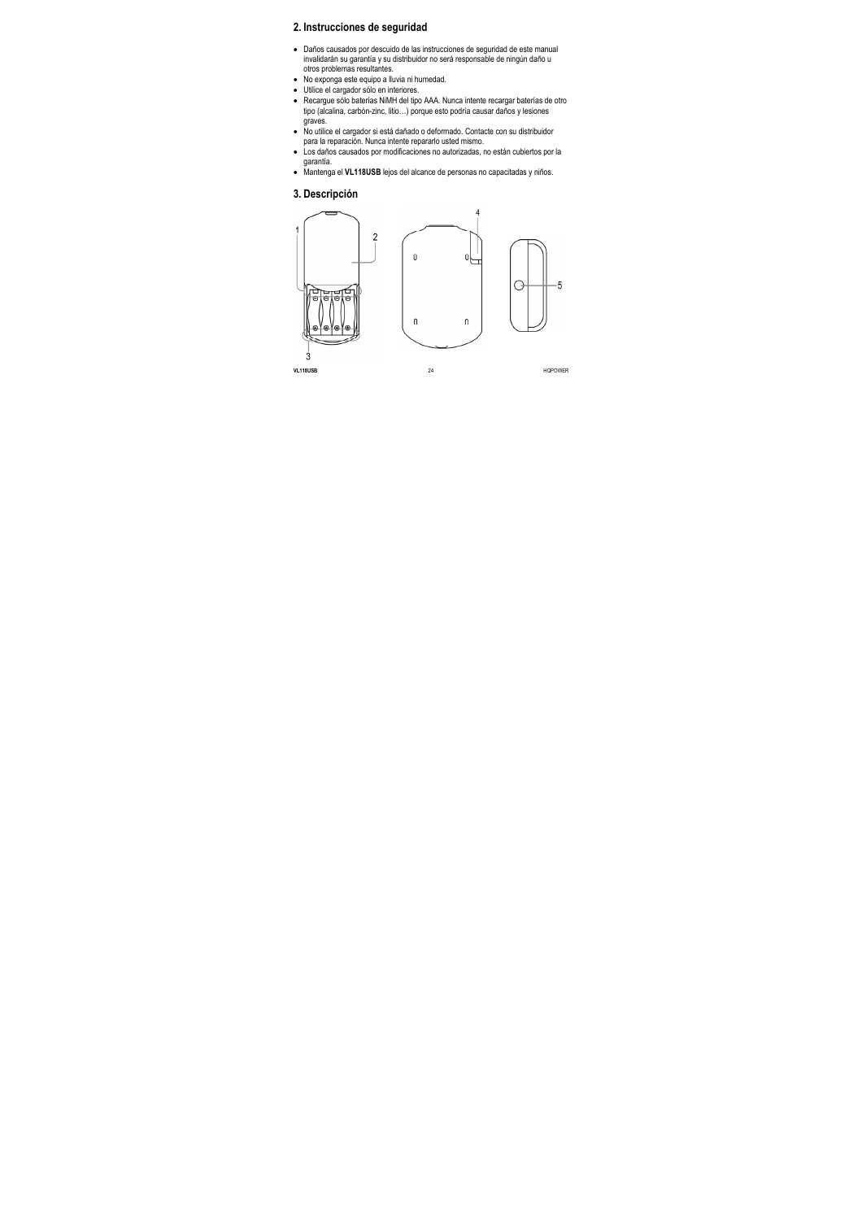## 2. Instrucciones de seguridad

- Daños causados por descuido de las instrucciones de seguridad de este manual invalidarán su garantía y su distribuidor no será responsable de ningún daño u otros problemas resultantes.
- No exponga este equipo a lluvia ni humedad.
- Utilice el cargador sólo en interiores.
- Recargue sólo baterías NiMH del tipo AAA. Nunca intente recargar baterías de otro tipo (alcalina, carbón-zinc, litio…) porque esto podría causar daños y lesiones graves.
- No utilice el cargador si está dañado o deformado. Contacte con su distribuidor para la reparación. Nunca intente repararlo usted mismo.
- Los daños causados por modificaciones no autorizadas, no están cubiertos por la garantía.
- Mantenga el **VL118USB** lejos del alcance de personas no capacitadas y niños.

## 3. Descripción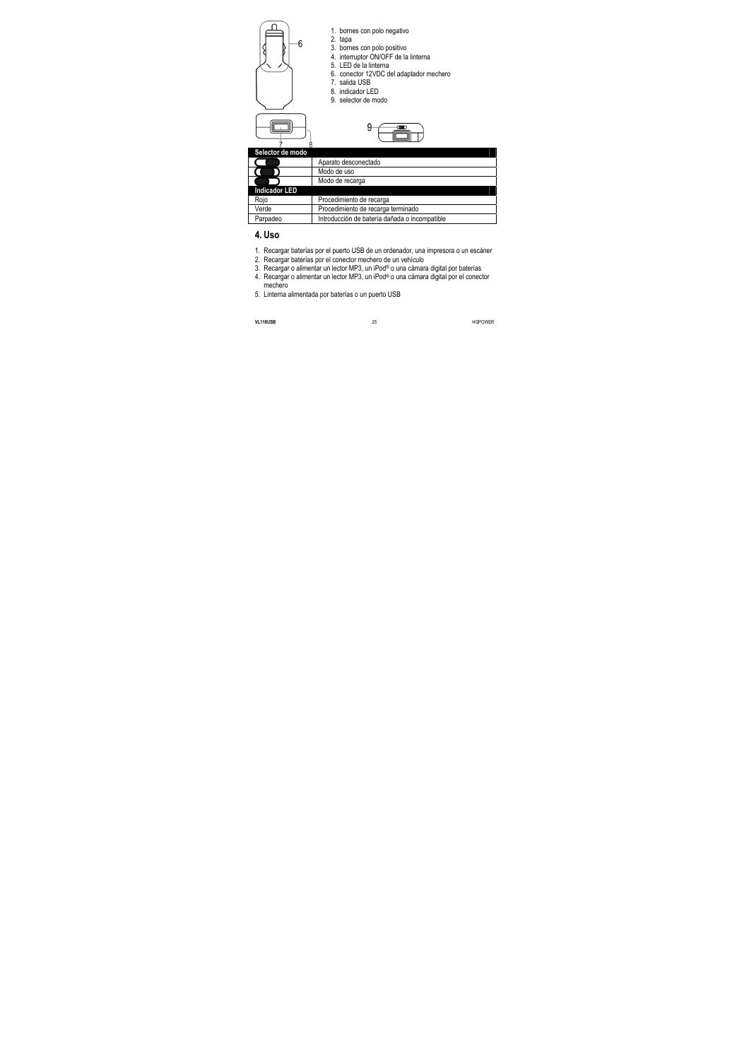1. bornes con polo negativo
2. tapa
3. bornes con polo positivo
4. interruptor ON/OFF de la linterna
5. LED de la linterna
6. conector 12VDC del adaptador mechero
7. salida USB
8. indicador LED
9. selector de modo

| Selector de modo | |
|---|---|
| | Aparato desconectado |
| | Modo de uso |
| | Modo de recarga |
| **Indicador LED** | |
| Rojo | Procedimiento de recarga |
| Verde | Procedimiento de recarga terminado |
| Parpadeo | Introducción de batería dañada o incompatible |

## 4. Uso

1. Recargar baterías por el puerto USB de un ordenador, una impresora o un escáner
2. Recargar baterías por el conector mechero de un vehículo
3. Recargar o alimentar un lector MP3, un iPod® o una cámara digital por baterías
4. Recargar o alimentar un lector MP3, un iPod® o una cámara digital por el conector mechero
5. Linterna alimentada por baterías o un puerto USB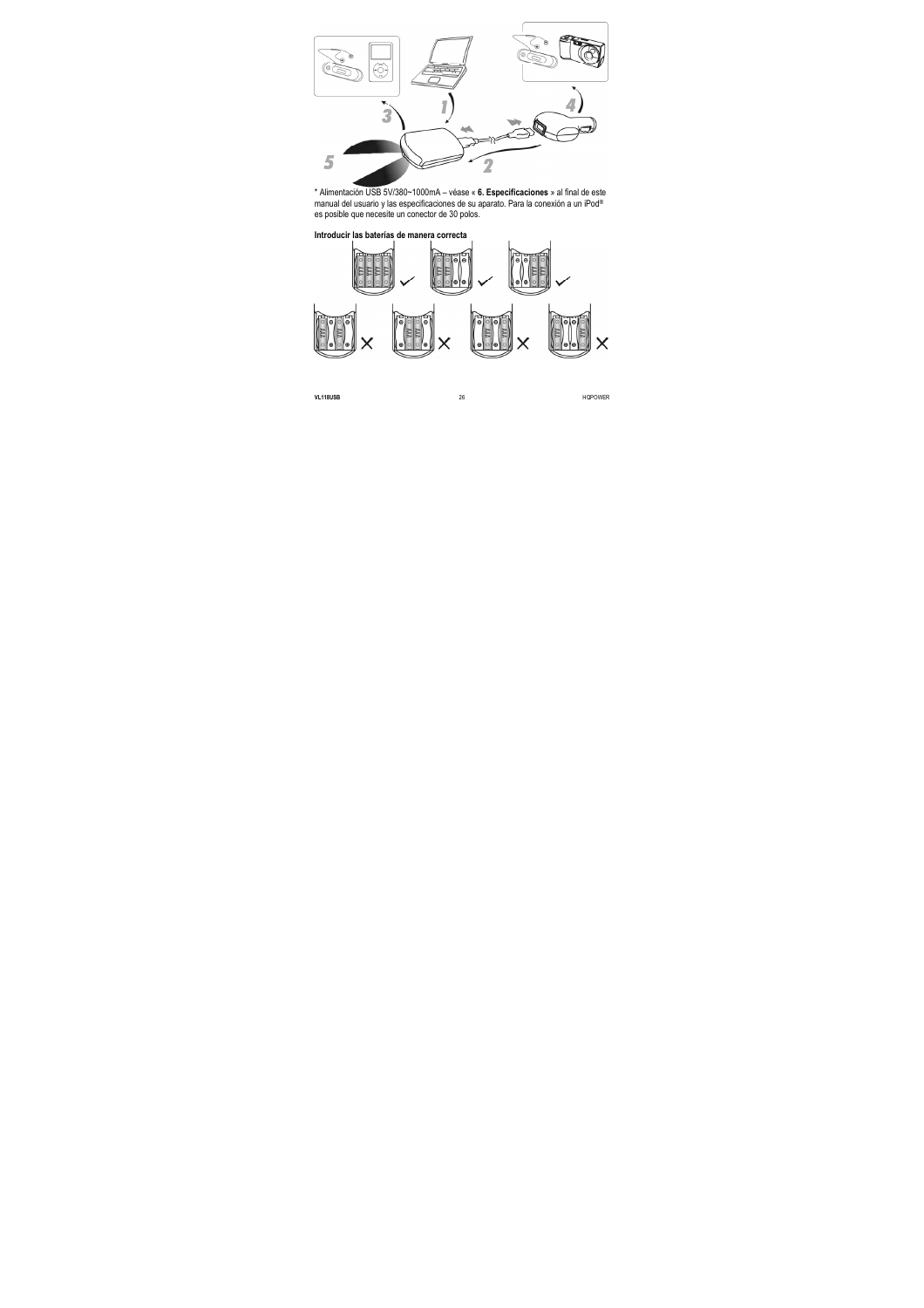* Alimentación USB 5V/380~1000mA – véase « **6. Especificaciones** » al final de este manual del usuario y las especificaciones de su aparato. Para la conexión a un iPod® es posible que necesite un conector de 30 polos.

**Introducir las baterías de manera correcta**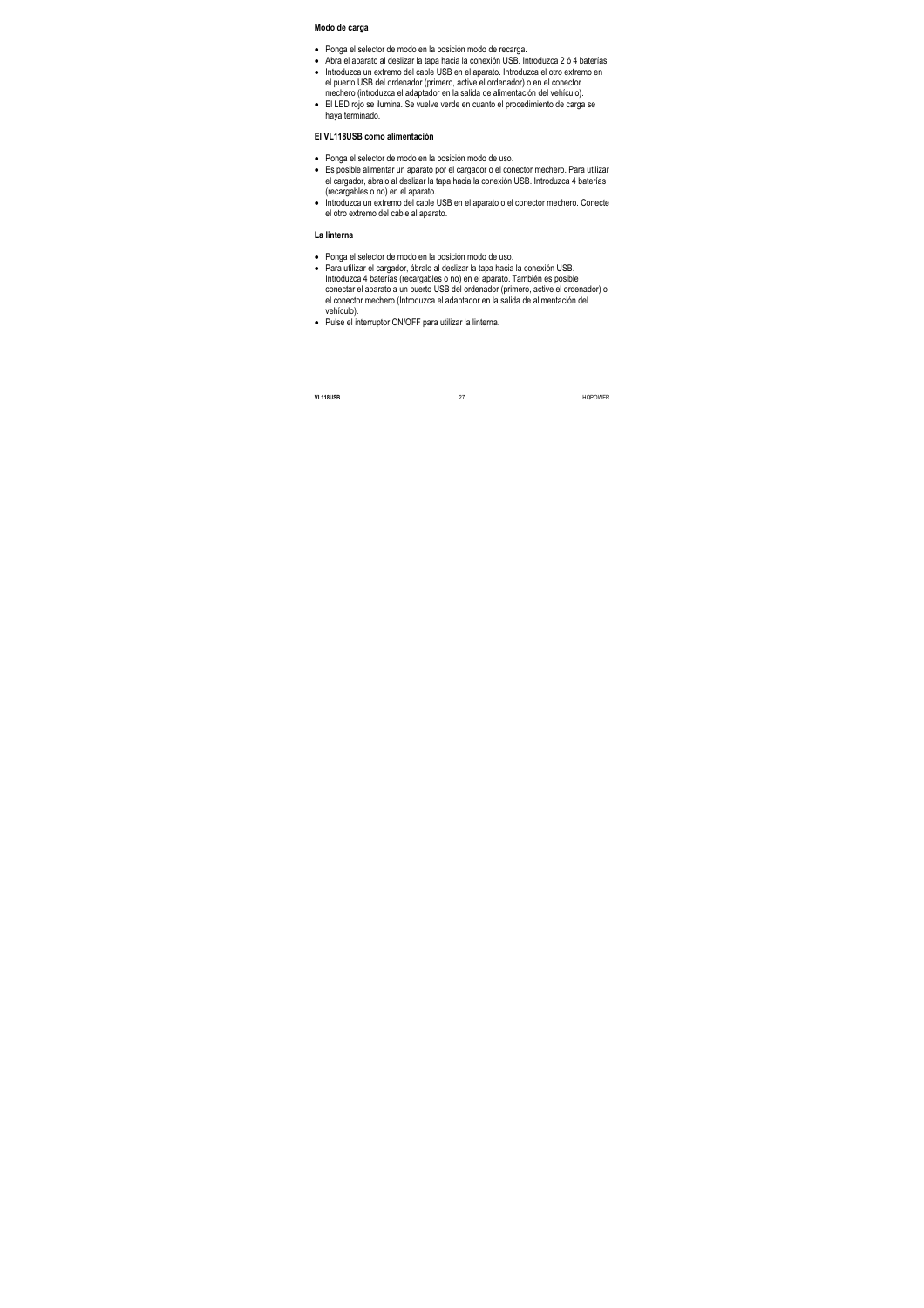**Modo de carga**

- Ponga el selector de modo en la posición modo de recarga.
- Abra el aparato al deslizar la tapa hacia la conexión USB. Introduzca 2 ó 4 baterías.
- Introduzca un extremo del cable USB en el aparato. Introduzca el otro extremo en el puerto USB del ordenador (primero, active el ordenador) o en el conector mechero (introduzca el adaptador en la salida de alimentación del vehículo).
- El LED rojo se ilumina. Se vuelve verde en cuanto el procedimiento de carga se haya terminado.

**El VL118USB como alimentación**

- Ponga el selector de modo en la posición modo de uso.
- Es posible alimentar un aparato por el cargador o el conector mechero. Para utilizar el cargador, ábralo al deslizar la tapa hacia la conexión USB. Introduzca 4 baterías (recargables o no) en el aparato.
- Introduzca un extremo del cable USB en el aparato o el conector mechero. Conecte el otro extremo del cable al aparato.

**La linterna**

- Ponga el selector de modo en la posición modo de uso.
- Para utilizar el cargador, ábralo al deslizar la tapa hacia la conexión USB. Introduzca 4 baterías (recargables o no) en el aparato. También es posible conectar el aparato a un puerto USB del ordenador (primero, active el ordenador) o el conector mechero (Introduzca el adaptador en la salida de alimentación del vehículo).
- Pulse el interruptor ON/OFF para utilizar la linterna.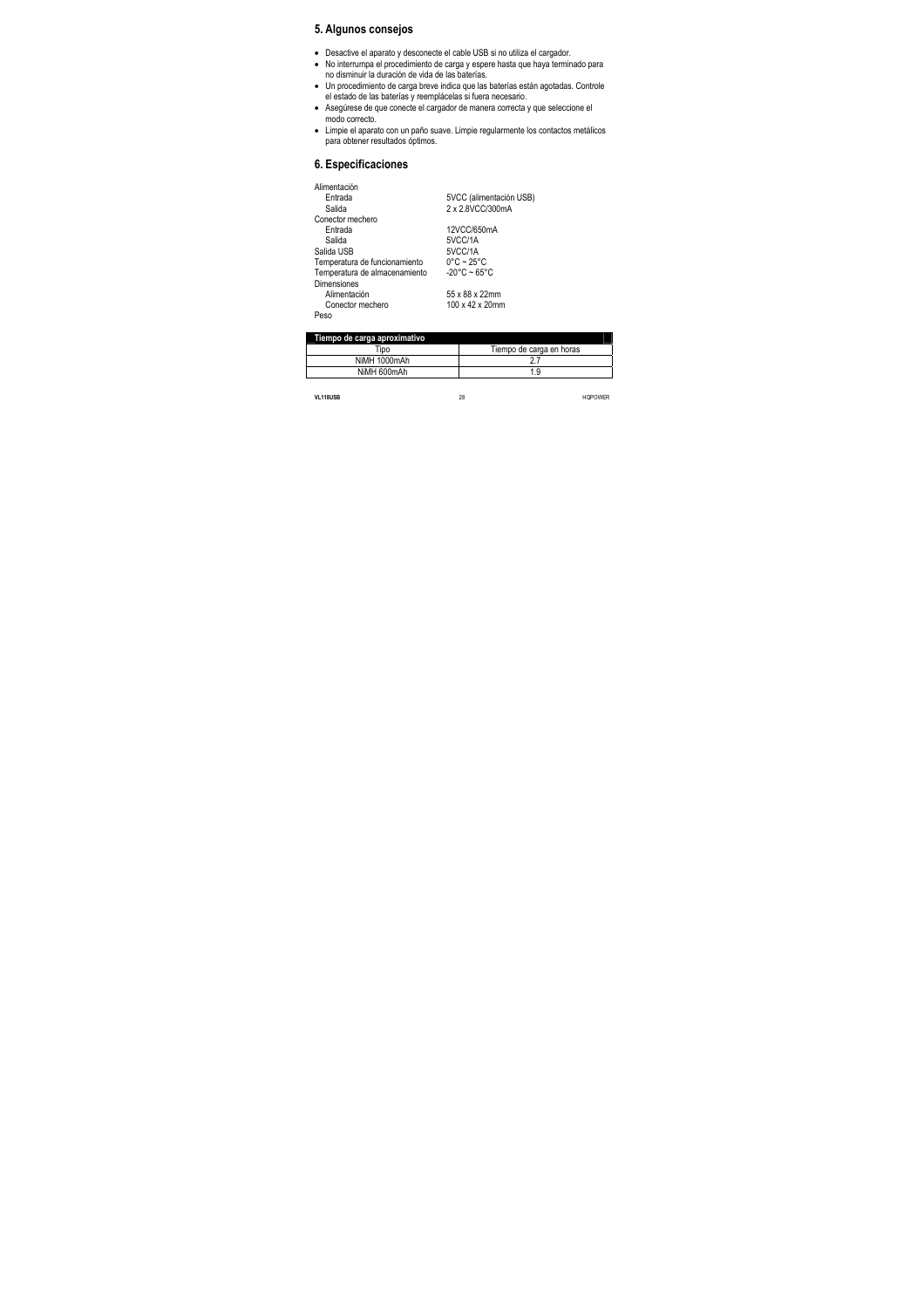## 5. Algunos consejos

- Desactive el aparato y desconecte el cable USB si no utiliza el cargador.
- No interrumpa el procedimiento de carga y espere hasta que haya terminado para no disminuir la duración de vida de las baterías.
- Un procedimiento de carga breve indica que las baterías están agotadas. Controle el estado de las baterías y reemplácelas si fuera necesario.
- Asegúrese de que conecte el cargador de manera correcta y que seleccione el modo correcto.
- Limpie el aparato con un paño suave. Limpie regularmente los contactos metálicos para obtener resultados óptimos.

## 6. Especificaciones

| | |
|---|---|
| Alimentación | |
| Entrada | 5VCC (alimentación USB) |
| Salida | 2 x 2.8VCC/300mA |
| Conector mechero | |
| Entrada | 12VCC/650mA |
| Salida | 5VCC/1A |
| Salida USB | 5VCC/1A |
| Temperatura de funcionamiento | 0°C ~ 25°C |
| Temperatura de almacenamiento | -20°C ~ 65°C |
| Dimensiones | |
| Alimentación | 55 x 88 x 22mm |
| Conector mechero | 100 x 42 x 20mm |
| Peso | |

| **Tiempo de carga aproximativo** | |
|---|---|
| Tipo | Tiempo de carga en horas |
| NiMH 1000mAh | 2.7 |
| NiMH 600mAh | 1.9 |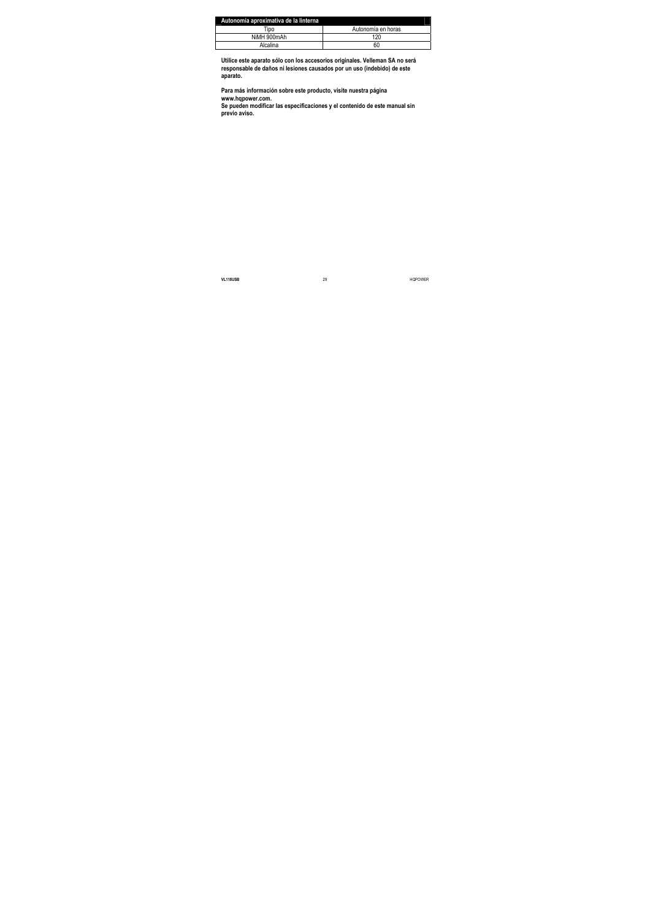| Autonomía aproximativa de la linterna | |
|---|---|
| Tipo | Autonomía en horas |
| NiMH 900mAh | 120 |
| Alcalina | 60 |

**Utilice este aparato sólo con los accesorios originales. Velleman SA no será responsable de daños ni lesiones causados por un uso (indebido) de este aparato.**

**Para más información sobre este producto, visite nuestra página www.hqpower.com.**
**Se pueden modificar las especificaciones y el contenido de este manual sin previo aviso.**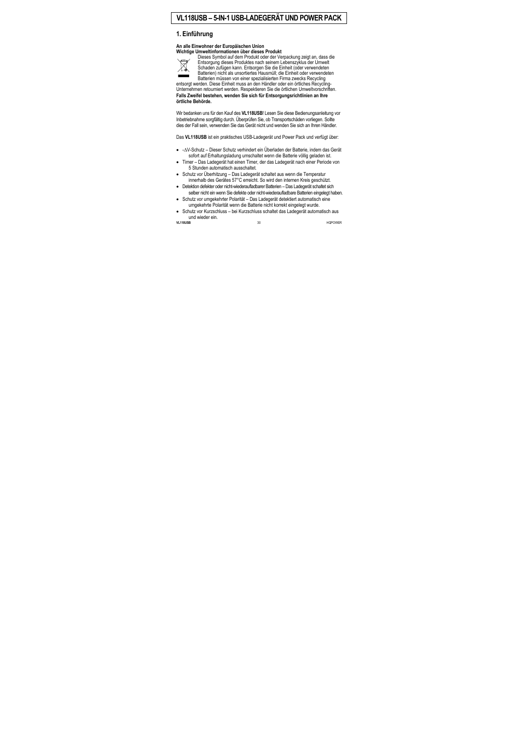# VL118USB – 5-IN-1 USB-LADEGERÄT UND POWER PACK

## 1. Einführung

**An alle Einwohner der Europäischen Union**
**Wichtige Umweltinformationen über dieses Produkt**

Dieses Symbol auf dem Produkt oder der Verpackung zeigt an, dass die Entsorgung dieses Produktes nach seinem Lebenszyklus der Umwelt Schaden zufügen kann. Entsorgen Sie die Einheit (oder verwendeten Batterien) nicht als unsortiertes Hausmüll; die Einheit oder verwendeten Batterien müssen von einer spezialisierten Firma zwecks Recycling entsorgt werden. Diese Einheit muss an den Händler oder ein örtliches Recycling-Unternehmen retourniert werden. Respektieren Sie die örtlichen Umweltvorschriften.
**Falls Zweifel bestehen, wenden Sie sich für Entsorgungsrichtlinien an Ihre örtliche Behörde.**

Wir bedanken uns für den Kauf des **VL118USB**! Lesen Sie diese Bedienungsanleitung vor Inbetriebnahme sorgfältig durch. Überprüfen Sie, ob Transportschäden vorliegen. Sollte dies der Fall sein, verwenden Sie das Gerät nicht und wenden Sie sich an Ihren Händler.

Das **VL118USB** ist ein praktisches USB-Ladegerät und Power Pack und verfügt über:

- -ΔV-Schutz – Dieser Schutz verhindert ein Überladen der Batterie, indem das Gerät sofort auf Erhaltungsladung umschaltet wenn die Batterie völlig geladen ist.
- Timer – Das Ladegerät hat einen Timer, der das Ladegerät nach einer Periode von 5 Stunden automatisch ausschaltet.
- Schutz vor Überhitzung – Das Ladegerät schaltet aus wenn die Temperatur innerhalb des Gerätes 57°C erreicht. So wird den internen Kreis geschützt.
- Detektion defekter oder nicht-wiederaufladbarer Batterien – Das Ladegerät schaltet sich selber nicht ein wenn Sie defekte oder nicht-wiederaufladbare Batterien eingelegt haben.
- Schutz vor umgekehrter Polarität – Das Ladegerät detektiert automatisch eine umgekehrte Polarität wenn die Batterie nicht korrekt eingelegt wurde.
- Schutz vor Kurzschluss – bei Kurzschluss schaltet das Ladegerät automatisch aus und wieder ein.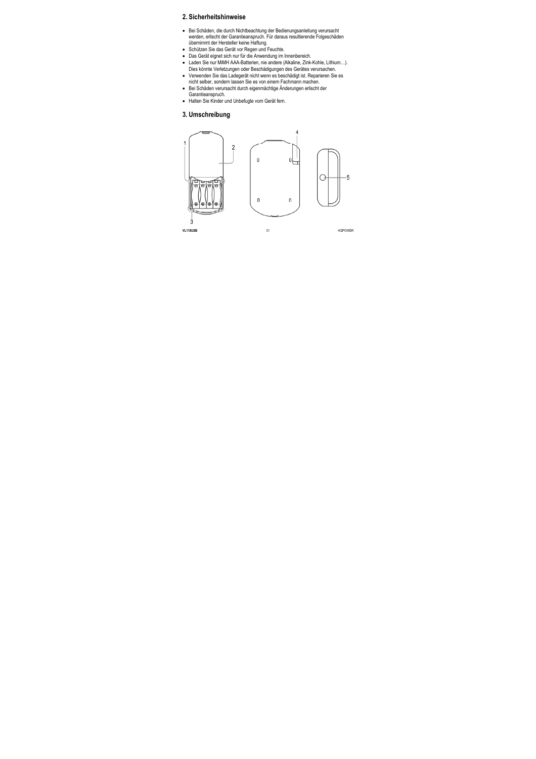## 2. Sicherheitshinweise

- Bei Schäden, die durch Nichtbeachtung der Bedienungsanleitung verursacht werden, erlischt der Garantieanspruch. Für daraus resultierende Folgeschäden übernimmt der Hersteller keine Haftung.
- Schützen Sie das Gerät vor Regen und Feuchte.
- Das Gerät eignet sich nur für die Anwendung im Innenbereich.
- Laden Sie nur MiMH AAA-Batterien, nie andere (Alkaline, Zink-Kohle, Lithium…). Dies könnte Verletzungen oder Beschädigungen des Gerätes verursachen.
- Verwenden Sie das Ladegerät nicht wenn es beschädigt ist. Reparieren Sie es nicht selber, sondern lassen Sie es von einem Fachmann machen.
- Bei Schäden verursacht durch eigenmächtige Änderungen erlischt der Garantieanspruch.
- Halten Sie Kinder und Unbefugte vom Gerät fern.

## 3. Umschreibung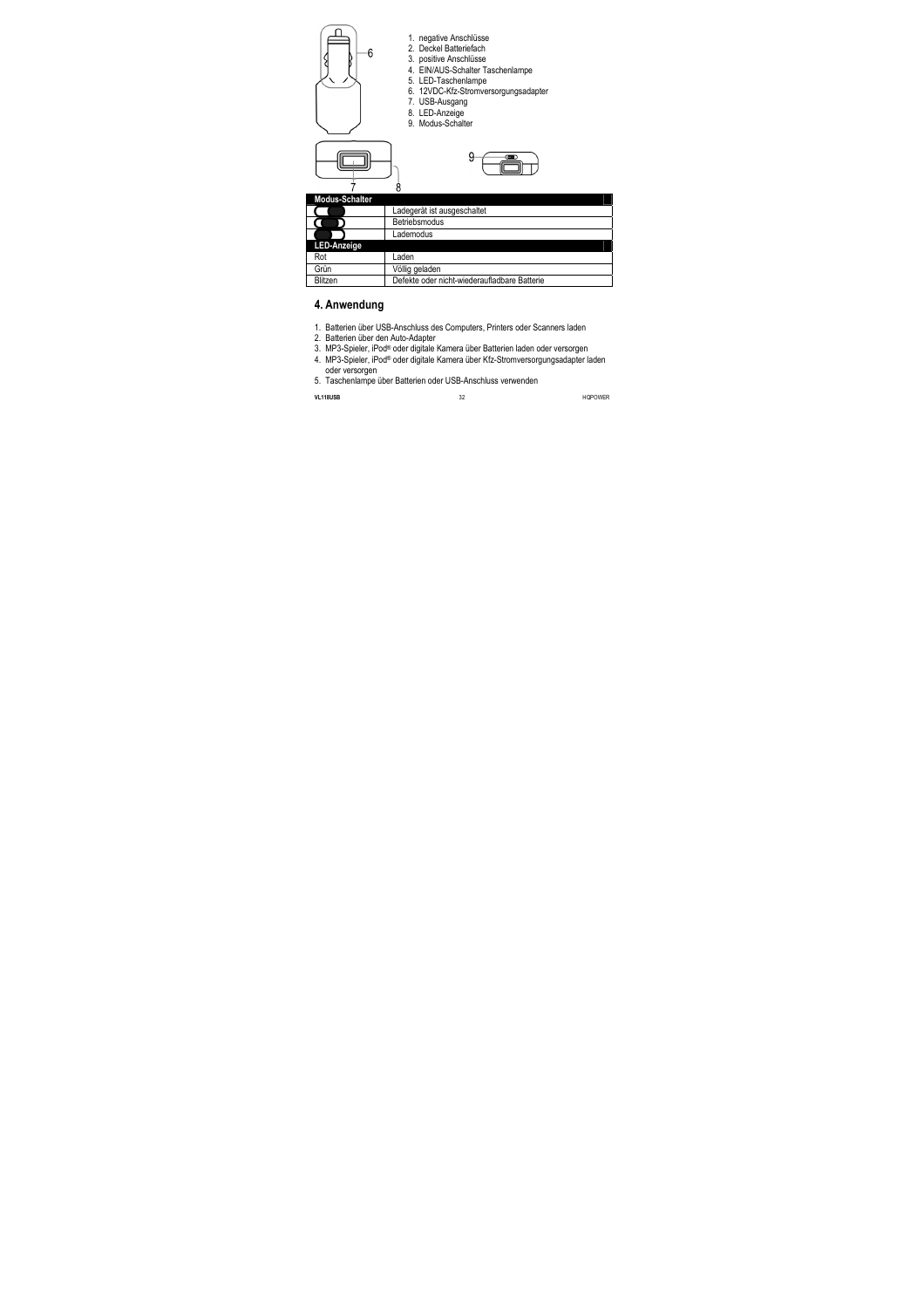1. negative Anschlüsse
2. Deckel Batteriefach
3. positive Anschlüsse
4. EIN/AUS-Schalter Taschenlampe
5. LED-Taschenlampe
6. 12VDC-Kfz-Stromversorgungsadapter
7. USB-Ausgang
8. LED-Anzeige
9. Modus-Schalter

| Modus-Schalter | |
|---|---|
| | Ladegerät ist ausgeschaltet |
| | Betriebsmodus |
| | Lademodus |
| **LED-Anzeige** | |
| Rot | Laden |
| Grün | Völlig geladen |
| Blitzen | Defekte oder nicht-wiederaufladbare Batterie |

## 4. Anwendung

1. Batterien über USB-Anschluss des Computers, Printers oder Scanners laden
2. Batterien über den Auto-Adapter
3. MP3-Spieler, iPod® oder digitale Kamera über Batterien laden oder versorgen
4. MP3-Spieler, iPod® oder digitale Kamera über Kfz-Stromversorgungsadapter laden oder versorgen
5. Taschenlampe über Batterien oder USB-Anschluss verwenden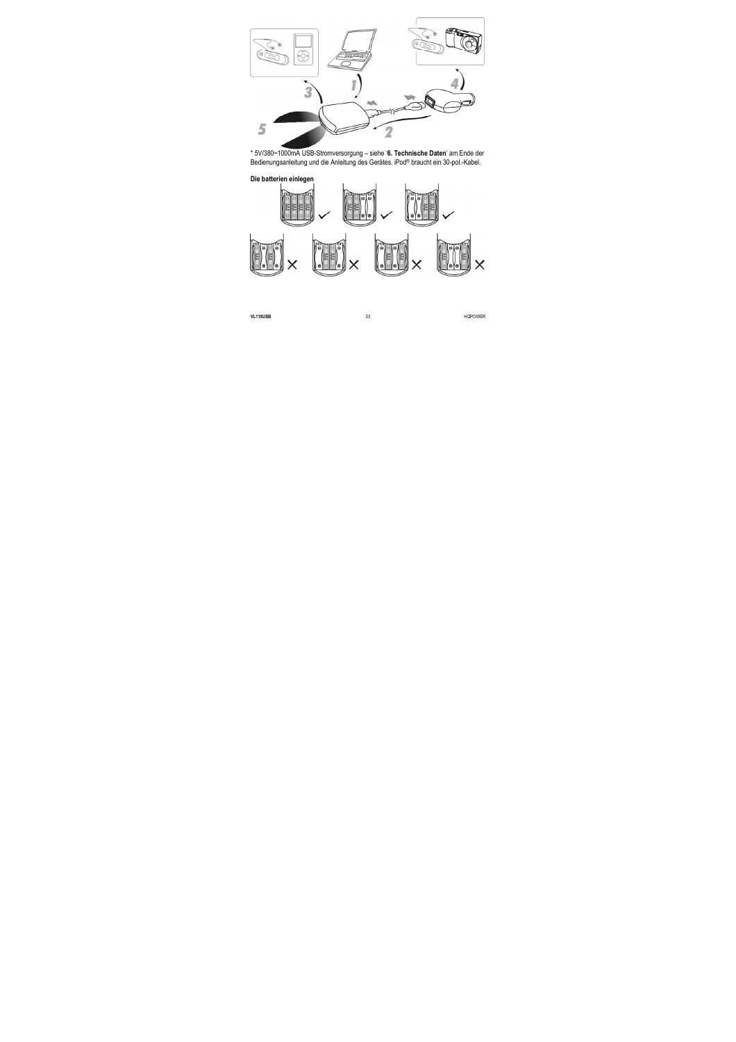* 5V/380~1000mA USB-Stromversorgung – siehe '**6. Technische Daten**' am Ende der Bedienungsanleitung und die Anleitung des Gerätes. iPod® braucht ein 30-pol.-Kabel.

**Die batterien einlegen**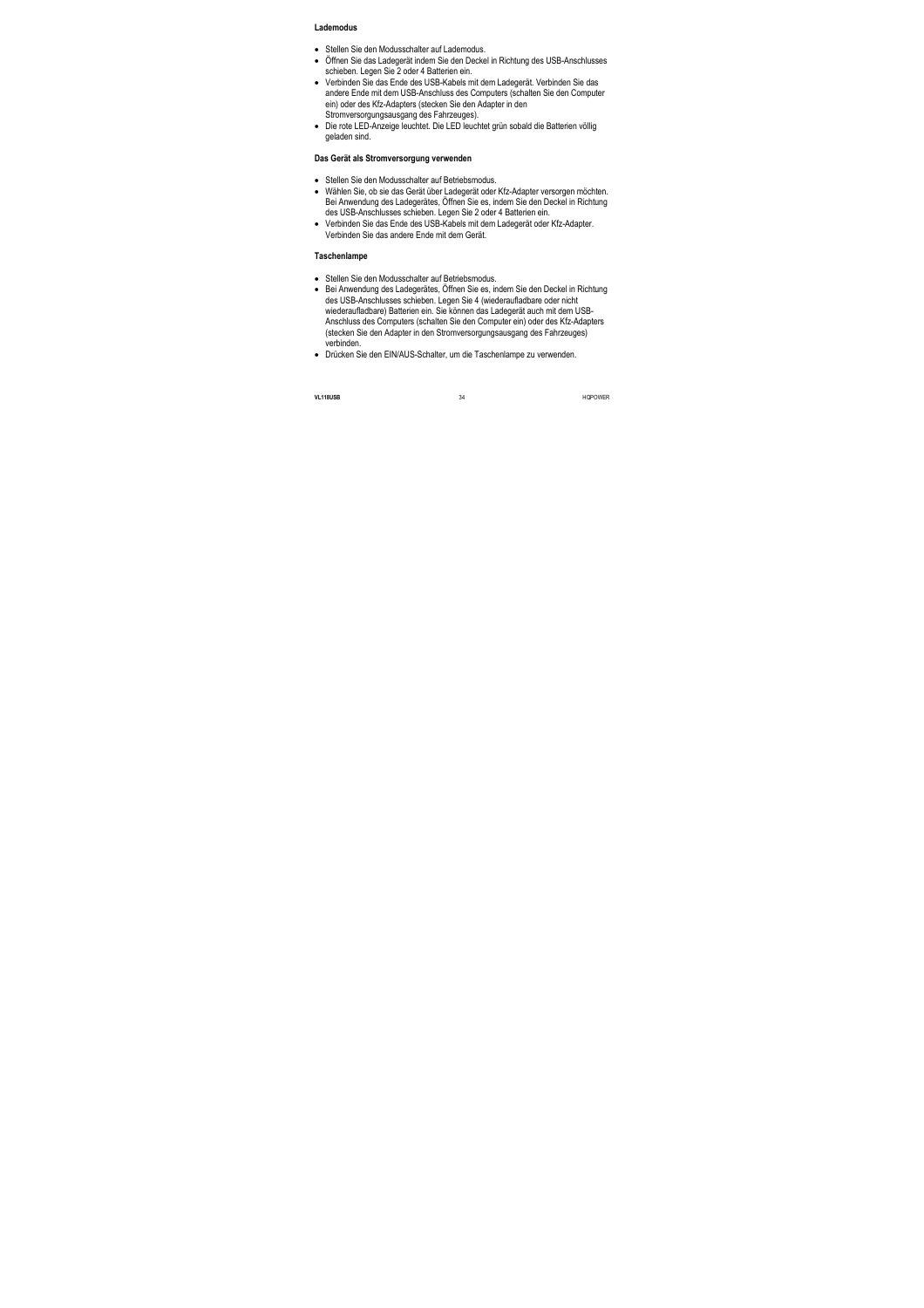**Lademodus**

- Stellen Sie den Modusschalter auf Lademodus.
- Öffnen Sie das Ladegerät indem Sie den Deckel in Richtung des USB-Anschlusses schieben. Legen Sie 2 oder 4 Batterien ein.
- Verbinden Sie das Ende des USB-Kabels mit dem Ladegerät. Verbinden Sie das andere Ende mit dem USB-Anschluss des Computers (schalten Sie den Computer ein) oder des Kfz-Adapters (stecken Sie den Adapter in den Stromversorgungsausgang des Fahrzeuges).
- Die rote LED-Anzeige leuchtet. Die LED leuchtet grün sobald die Batterien völlig geladen sind.

**Das Gerät als Stromversorgung verwenden**

- Stellen Sie den Modusschalter auf Betriebsmodus.
- Wählen Sie, ob sie das Gerät über Ladegerät oder Kfz-Adapter versorgen möchten. Bei Anwendung des Ladegerätes, Öffnen Sie es, indem Sie den Deckel in Richtung des USB-Anschlusses schieben. Legen Sie 2 oder 4 Batterien ein.
- Verbinden Sie das Ende des USB-Kabels mit dem Ladegerät oder Kfz-Adapter. Verbinden Sie das andere Ende mit dem Gerät.

**Taschenlampe**

- Stellen Sie den Modusschalter auf Betriebsmodus.
- Bei Anwendung des Ladegerätes, Öffnen Sie es, indem Sie den Deckel in Richtung des USB-Anschlusses schieben. Legen Sie 4 (wiederaufladbare oder nicht wiederaufladbare) Batterien ein. Sie können das Ladegerät auch mit dem USB-Anschluss des Computers (schalten Sie den Computer ein) oder des Kfz-Adapters (stecken Sie den Adapter in den Stromversorgungsausgang des Fahrzeuges) verbinden.
- Drücken Sie den EIN/AUS-Schalter, um die Taschenlampe zu verwenden.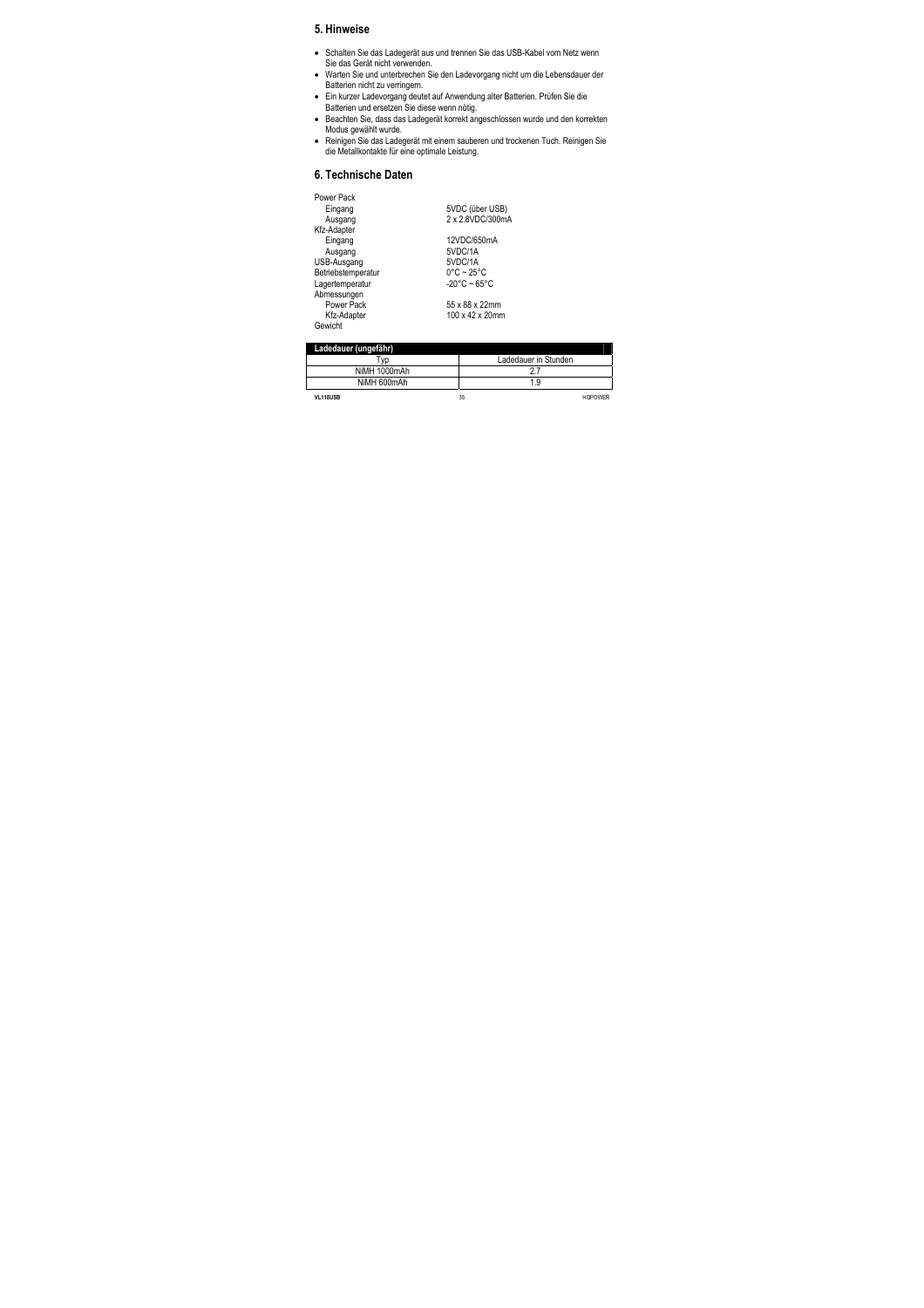## 5. Hinweise

- Schalten Sie das Ladegerät aus und trennen Sie das USB-Kabel vom Netz wenn Sie das Gerät nicht verwenden.
- Warten Sie und unterbrechen Sie den Ladevorgang nicht um die Lebensdauer der Batterien nicht zu verringern.
- Ein kurzer Ladevorgang deutet auf Anwendung alter Batterien. Prüfen Sie die Batterien und ersetzen Sie diese wenn nötig.
- Beachten Sie, dass das Ladegerät korrekt angeschlossen wurde und den korrekten Modus gewählt wurde.
- Reinigen Sie das Ladegerät mit einem sauberen und trockenen Tuch. Reinigen Sie die Metallkontakte für eine optimale Leistung.

## 6. Technische Daten

| | |
|---|---|
| Power Pack | |
| Eingang | 5VDC (über USB) |
| Ausgang | 2 x 2.8VDC/300mA |
| Kfz-Adapter | |
| Eingang | 12VDC/650mA |
| Ausgang | 5VDC/1A |
| USB-Ausgang | 5VDC/1A |
| Betriebstemperatur | 0°C ~ 25°C |
| Lagertemperatur | -20°C ~ 65°C |
| Abmessungen | |
| Power Pack | 55 x 88 x 22mm |
| Kfz-Adapter | 100 x 42 x 20mm |
| Gewicht | |

**Ladedauer (ungefähr)**

| Typ | Ladedauer in Stunden |
|---|---|
| NiMH 1000mAh | 2.7 |
| NiMH 600mAh | 1.9 |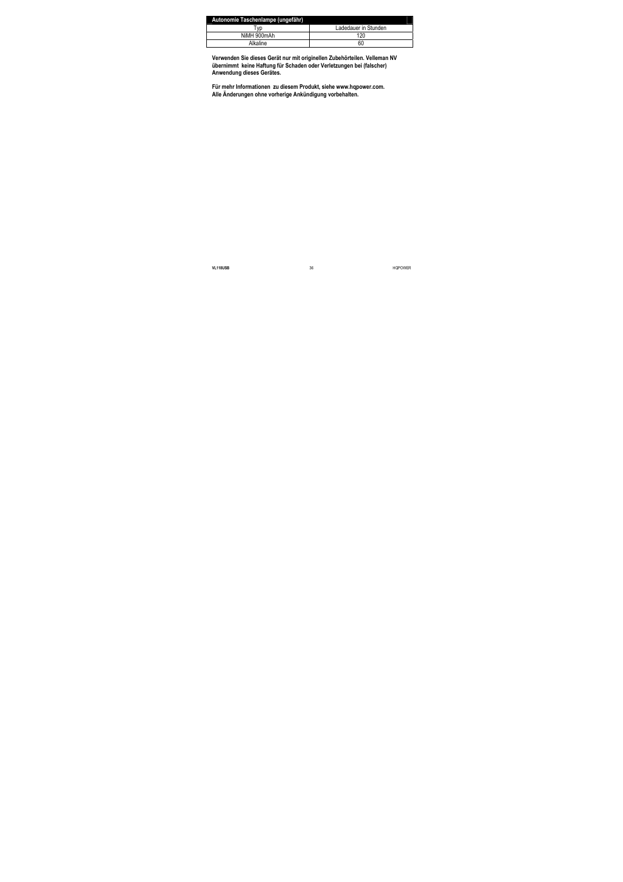| Autonomie Taschenlampe (ungefähr) | |
|---|---|
| Typ | Ladedauer in Stunden |
| NiMH 900mAh | 120 |
| Alkaline | 60 |

**Verwenden Sie dieses Gerät nur mit originellen Zubehörteilen. Velleman NV übernimmt keine Haftung für Schaden oder Verletzungen bei (falscher) Anwendung dieses Gerätes.**

**Für mehr Informationen zu diesem Produkt, siehe www.hqpower.com.**
**Alle Änderungen ohne vorherige Ankündigung vorbehalten.**